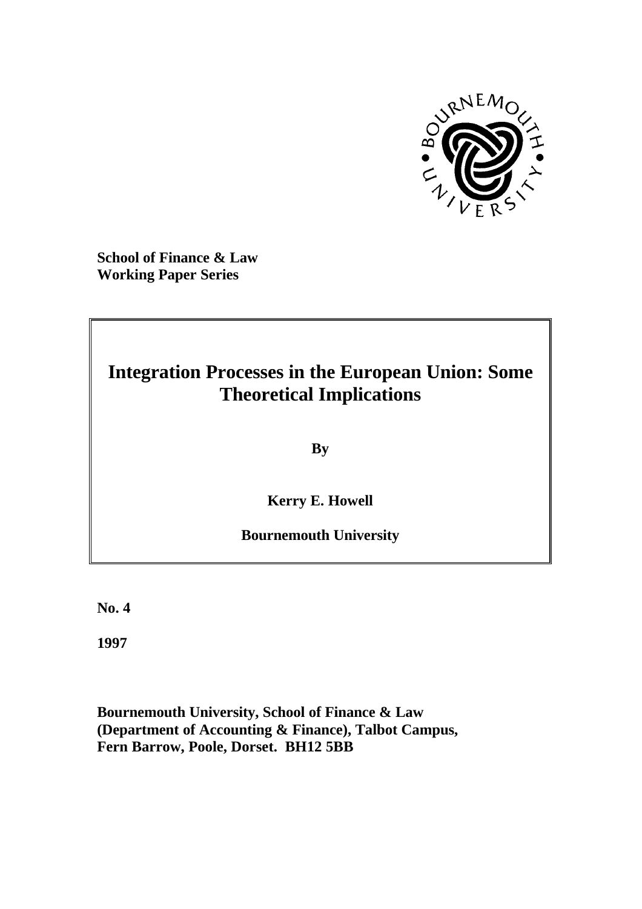**School of Finance & Law**
**Working Paper Series**

# Integration Processes in the European Union: Some Theoretical Implications

**By**

**Kerry E. Howell**

**Bournemouth University**

**No. 4**

**1997**

**Bournemouth University, School of Finance & Law**
**(Department of Accounting & Finance), Talbot Campus,**
**Fern Barrow, Poole, Dorset. BH12 5BB**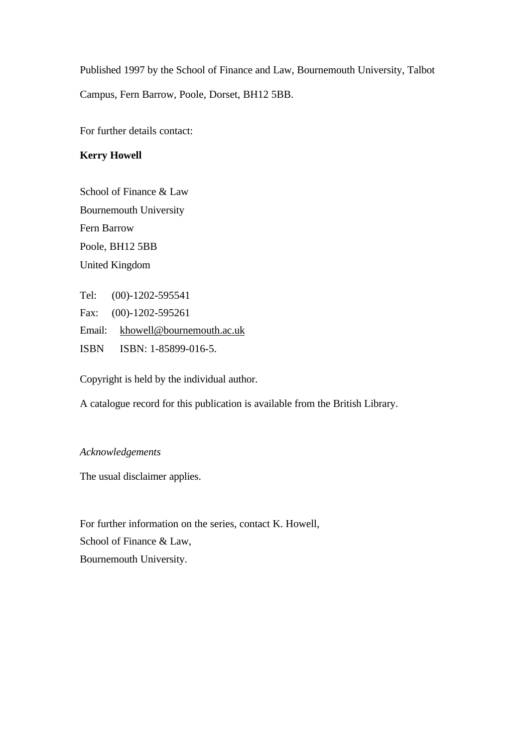Published 1997 by the School of Finance and Law, Bournemouth University, Talbot Campus, Fern Barrow, Poole, Dorset, BH12 5BB.

For further details contact:

**Kerry Howell**

School of Finance & Law  
Bournemouth University  
Fern Barrow  
Poole, BH12 5BB  
United Kingdom

Tel: (00)-1202-595541  
Fax: (00)-1202-595261  
Email: khowell@bournemouth.ac.uk  
ISBN ISBN: 1-85899-016-5.

Copyright is held by the individual author.

A catalogue record for this publication is available from the British Library.

*Acknowledgements*

The usual disclaimer applies.

For further information on the series, contact K. Howell,  
School of Finance & Law,  
Bournemouth University.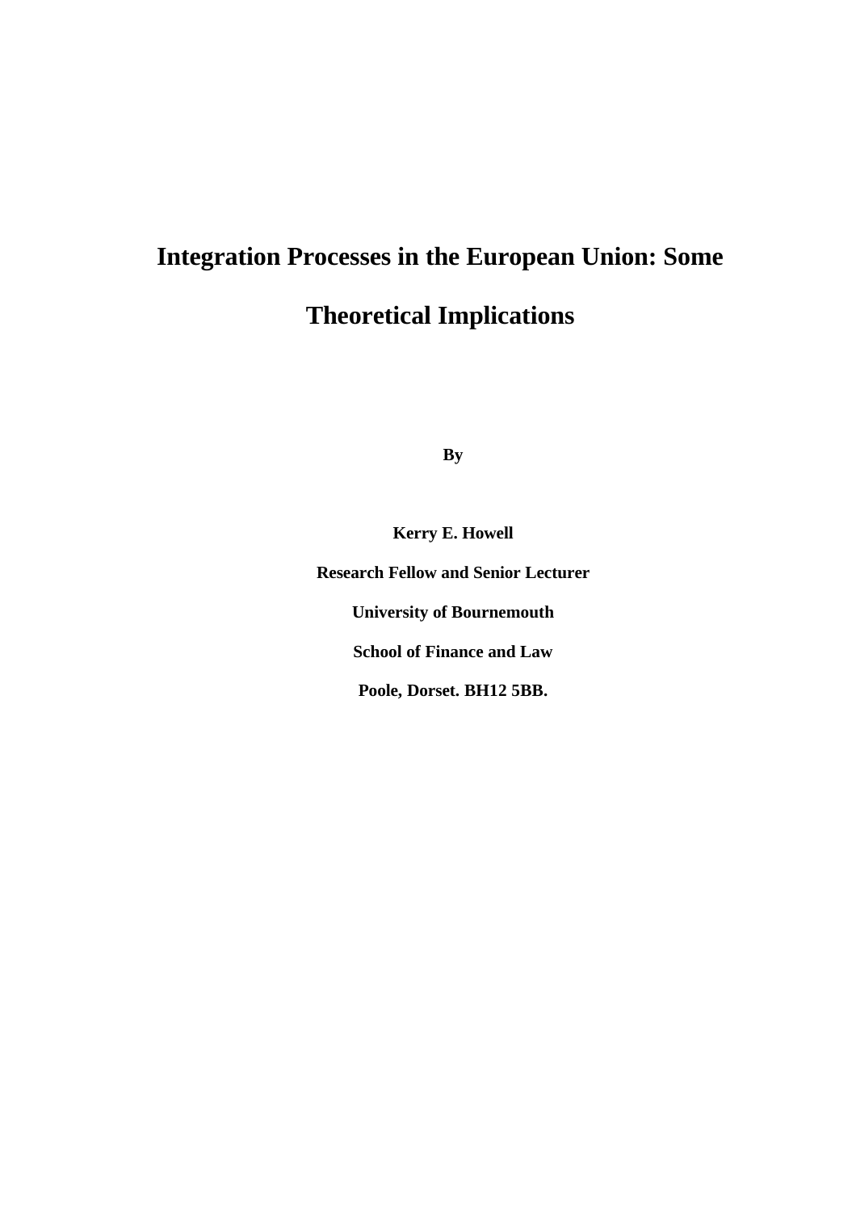# Integration Processes in the European Union: Some Theoretical Implications

**By**

**Kerry E. Howell**

**Research Fellow and Senior Lecturer**

**University of Bournemouth**

**School of Finance and Law**

**Poole, Dorset. BH12 5BB.**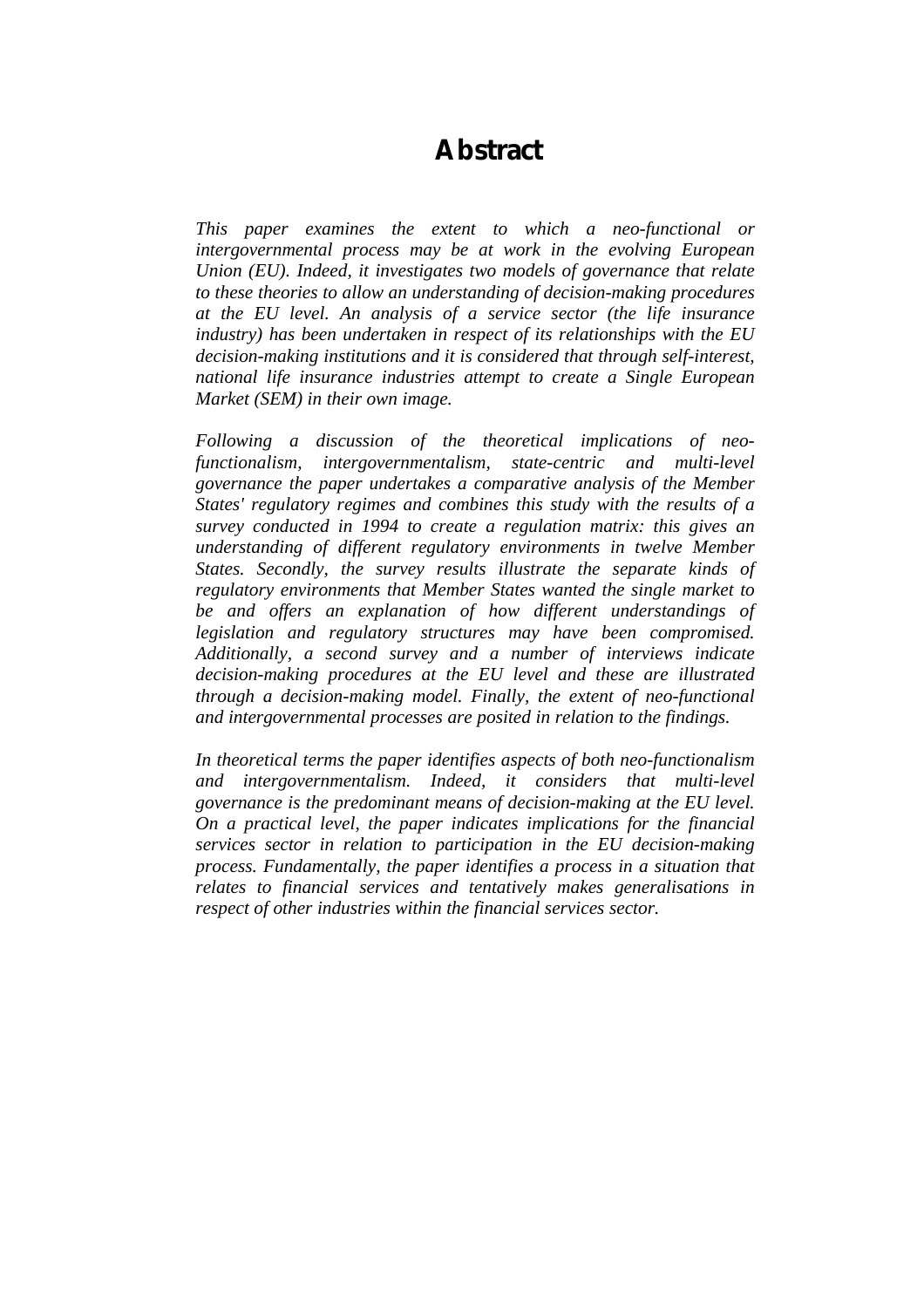# Abstract

*This paper examines the extent to which a neo-functional or intergovernmental process may be at work in the evolving European Union (EU). Indeed, it investigates two models of governance that relate to these theories to allow an understanding of decision-making procedures at the EU level. An analysis of a service sector (the life insurance industry) has been undertaken in respect of its relationships with the EU decision-making institutions and it is considered that through self-interest, national life insurance industries attempt to create a Single European Market (SEM) in their own image.*

*Following a discussion of the theoretical implications of neo-functionalism, intergovernmentalism, state-centric and multi-level governance the paper undertakes a comparative analysis of the Member States' regulatory regimes and combines this study with the results of a survey conducted in 1994 to create a regulation matrix: this gives an understanding of different regulatory environments in twelve Member States. Secondly, the survey results illustrate the separate kinds of regulatory environments that Member States wanted the single market to be and offers an explanation of how different understandings of legislation and regulatory structures may have been compromised. Additionally, a second survey and a number of interviews indicate decision-making procedures at the EU level and these are illustrated through a decision-making model. Finally, the extent of neo-functional and intergovernmental processes are posited in relation to the findings.*

*In theoretical terms the paper identifies aspects of both neo-functionalism and intergovernmentalism. Indeed, it considers that multi-level governance is the predominant means of decision-making at the EU level. On a practical level, the paper indicates implications for the financial services sector in relation to participation in the EU decision-making process. Fundamentally, the paper identifies a process in a situation that relates to financial services and tentatively makes generalisations in respect of other industries within the financial services sector.*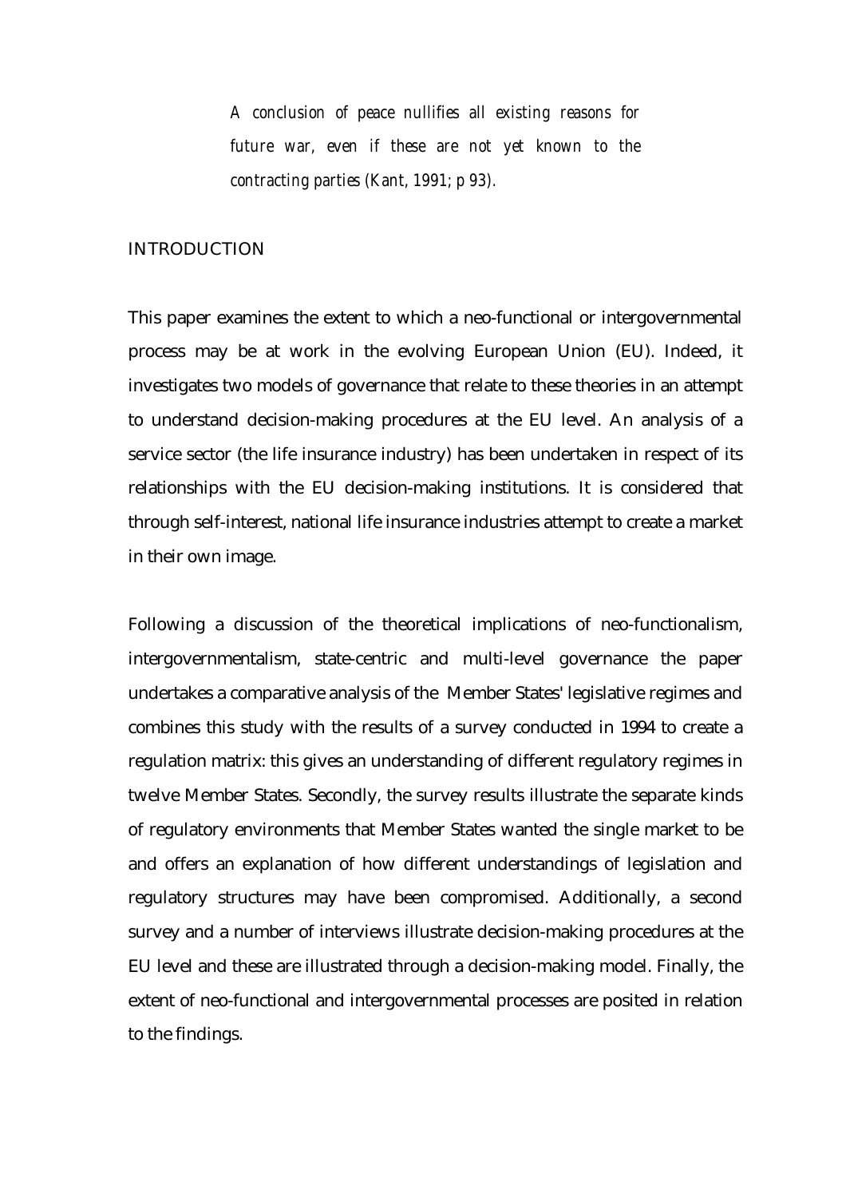*A conclusion of peace nullifies all existing reasons for future war, even if these are not yet known to the contracting parties (Kant, 1991; p 93).*

## INTRODUCTION

This paper examines the extent to which a neo-functional or intergovernmental process may be at work in the evolving European Union (EU). Indeed, it investigates two models of governance that relate to these theories in an attempt to understand decision-making procedures at the EU level. An analysis of a service sector (the life insurance industry) has been undertaken in respect of its relationships with the EU decision-making institutions. It is considered that through self-interest, national life insurance industries attempt to create a market in their own image.

Following a discussion of the theoretical implications of neo-functionalism, intergovernmentalism, state-centric and multi-level governance the paper undertakes a comparative analysis of the Member States' legislative regimes and combines this study with the results of a survey conducted in 1994 to create a regulation matrix: this gives an understanding of different regulatory regimes in twelve Member States. Secondly, the survey results illustrate the separate kinds of regulatory environments that Member States wanted the single market to be and offers an explanation of how different understandings of legislation and regulatory structures may have been compromised. Additionally, a second survey and a number of interviews illustrate decision-making procedures at the EU level and these are illustrated through a decision-making model. Finally, the extent of neo-functional and intergovernmental processes are posited in relation to the findings.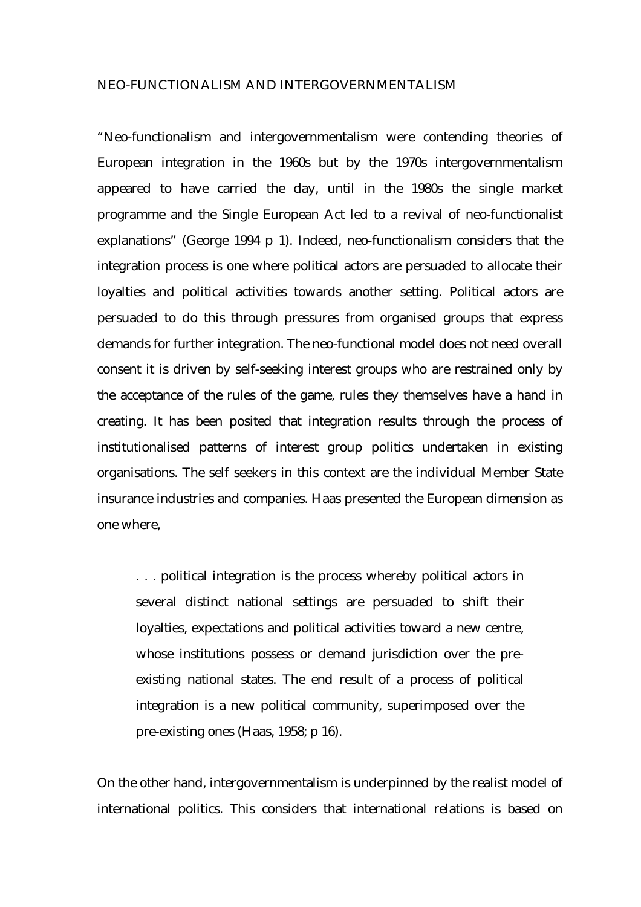NEO-FUNCTIONALISM AND INTERGOVERNMENTALISM

"Neo-functionalism and intergovernmentalism were contending theories of European integration in the 1960s but by the 1970s intergovernmentalism appeared to have carried the day, until in the 1980s the single market programme and the Single European Act led to a revival of neo-functionalist explanations" (George 1994 p 1). Indeed, neo-functionalism considers that the integration process is one where political actors are persuaded to allocate their loyalties and political activities towards another setting. Political actors are persuaded to do this through pressures from organised groups that express demands for further integration. The neo-functional model does not need overall consent it is driven by self-seeking interest groups who are restrained only by the acceptance of the rules of the game, rules they themselves have a hand in creating. It has been posited that integration results through the process of institutionalised patterns of interest group politics undertaken in existing organisations. The self seekers in this context are the individual Member State insurance industries and companies. Haas presented the European dimension as one where,

> . . . political integration is the process whereby political actors in several distinct national settings are persuaded to shift their loyalties, expectations and political activities toward a new centre, whose institutions possess or demand jurisdiction over the pre-existing national states. The end result of a process of political integration is a new political community, superimposed over the pre-existing ones (Haas, 1958; p 16).

On the other hand, intergovernmentalism is underpinned by the realist model of international politics. This considers that international relations is based on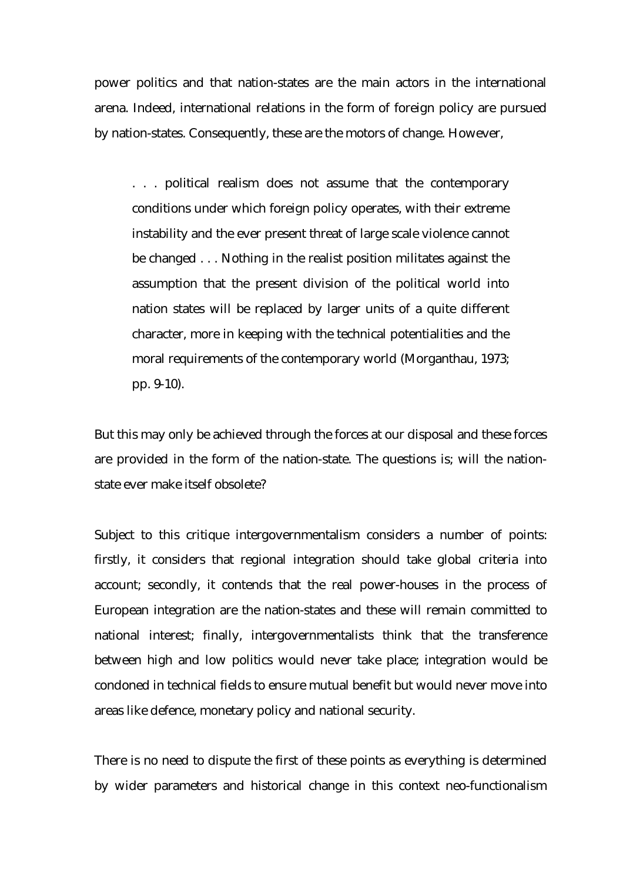power politics and that nation-states are the main actors in the international arena. Indeed, international relations in the form of foreign policy are pursued by nation-states. Consequently, these are the motors of change. However,

> . . . political realism does not assume that the contemporary conditions under which foreign policy operates, with their extreme instability and the ever present threat of large scale violence cannot be changed . . . Nothing in the realist position militates against the assumption that the present division of the political world into nation states will be replaced by larger units of a quite different character, more in keeping with the technical potentialities and the moral requirements of the contemporary world (Morganthau, 1973; pp. 9-10).

But this may only be achieved through the forces at our disposal and these forces are provided in the form of the nation-state. The questions is; will the nation-state ever make itself obsolete?

Subject to this critique intergovernmentalism considers a number of points: firstly, it considers that regional integration should take global criteria into account; secondly, it contends that the real power-houses in the process of European integration are the nation-states and these will remain committed to national interest; finally, intergovernmentalists think that the transference between high and low politics would never take place; integration would be condoned in technical fields to ensure mutual benefit but would never move into areas like defence, monetary policy and national security.

There is no need to dispute the first of these points as everything is determined by wider parameters and historical change in this context neo-functionalism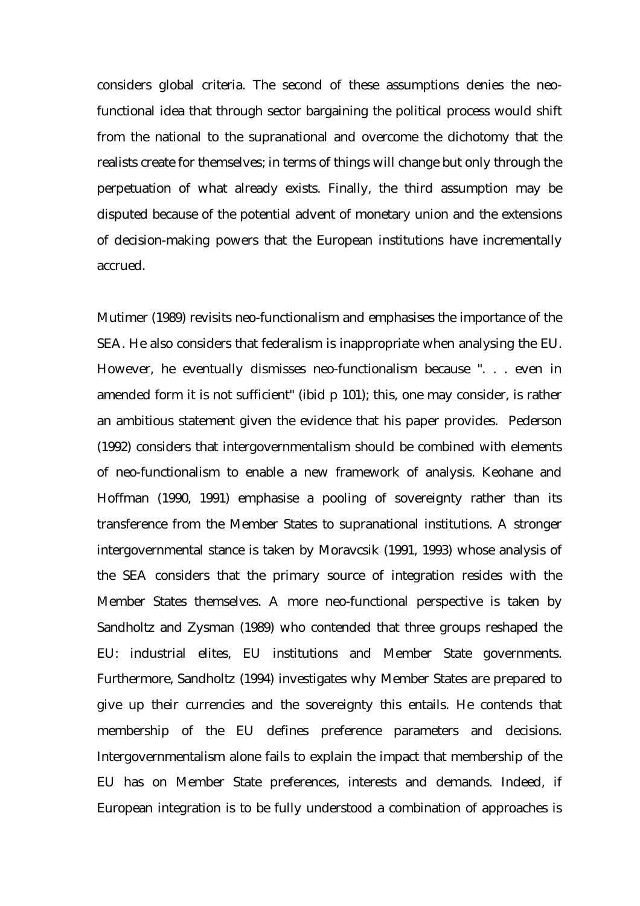considers global criteria. The second of these assumptions denies the neo-functional idea that through sector bargaining the political process would shift from the national to the supranational and overcome the dichotomy that the realists create for themselves; in terms of things will change but only through the perpetuation of what already exists. Finally, the third assumption may be disputed because of the potential advent of monetary union and the extensions of decision-making powers that the European institutions have incrementally accrued.

Mutimer (1989) revisits neo-functionalism and emphasises the importance of the SEA. He also considers that federalism is inappropriate when analysing the EU. However, he eventually dismisses neo-functionalism because ". . . even in amended form it is not sufficient" (ibid p 101); this, one may consider, is rather an ambitious statement given the evidence that his paper provides. Pederson (1992) considers that intergovernmentalism should be combined with elements of neo-functionalism to enable a new framework of analysis. Keohane and Hoffman (1990, 1991) emphasise a pooling of sovereignty rather than its transference from the Member States to supranational institutions. A stronger intergovernmental stance is taken by Moravcsik (1991, 1993) whose analysis of the SEA considers that the primary source of integration resides with the Member States themselves. A more neo-functional perspective is taken by Sandholtz and Zysman (1989) who contended that three groups reshaped the EU: industrial elites, EU institutions and Member State governments. Furthermore, Sandholtz (1994) investigates why Member States are prepared to give up their currencies and the sovereignty this entails. He contends that membership of the EU defines preference parameters and decisions. Intergovernmentalism alone fails to explain the impact that membership of the EU has on Member State preferences, interests and demands. Indeed, if European integration is to be fully understood a combination of approaches is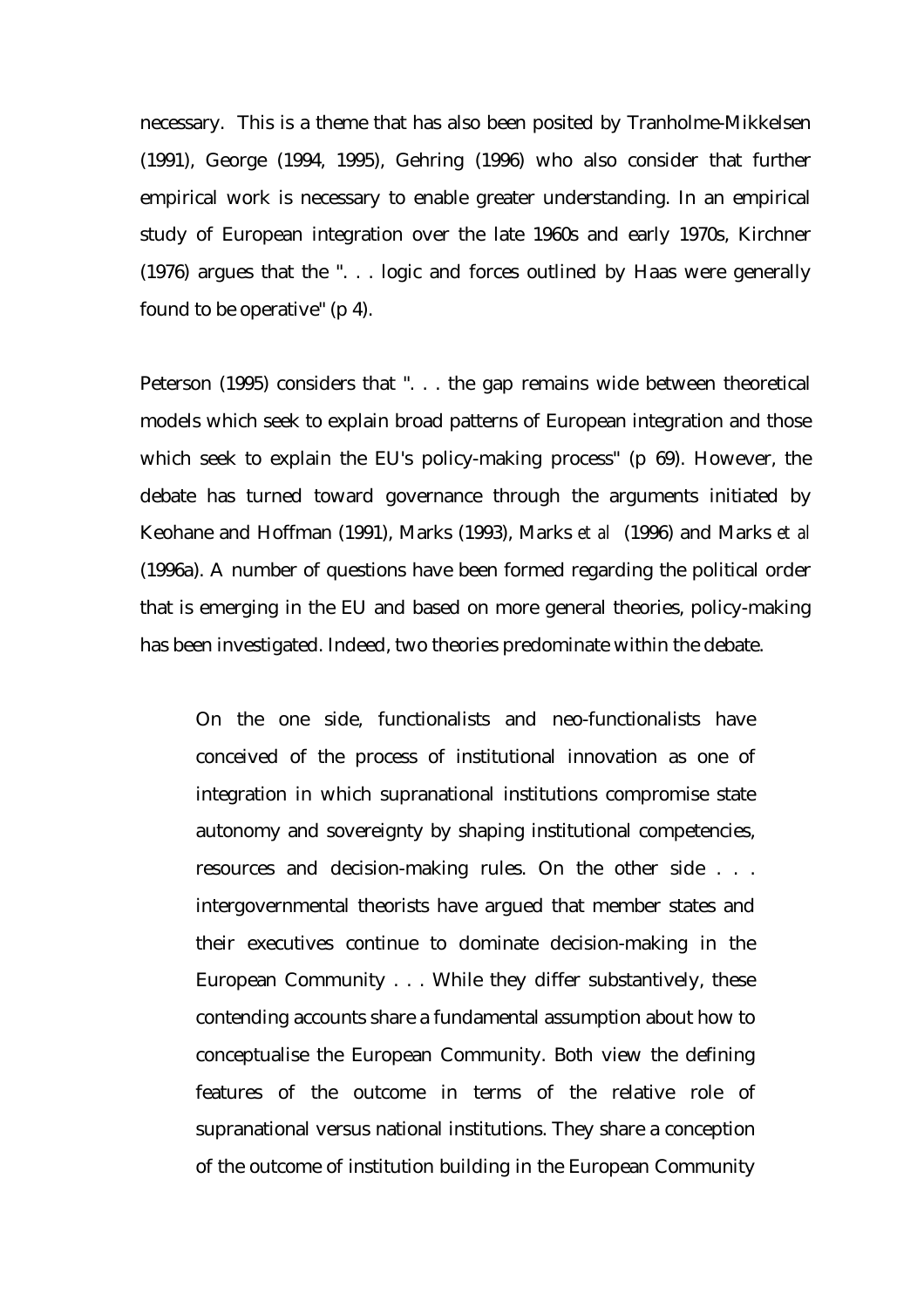necessary. This is a theme that has also been posited by Tranholme-Mikkelsen (1991), George (1994, 1995), Gehring (1996) who also consider that further empirical work is necessary to enable greater understanding. In an empirical study of European integration over the late 1960s and early 1970s, Kirchner (1976) argues that the ". . . logic and forces outlined by Haas were generally found to be operative" (p 4).

Peterson (1995) considers that ". . . the gap remains wide between theoretical models which seek to explain broad patterns of European integration and those which seek to explain the EU's policy-making process" (p 69). However, the debate has turned toward governance through the arguments initiated by Keohane and Hoffman (1991), Marks (1993), Marks *et al* (1996) and Marks *et al* (1996a). A number of questions have been formed regarding the political order that is emerging in the EU and based on more general theories, policy-making has been investigated. Indeed, two theories predominate within the debate.

> On the one side, functionalists and neo-functionalists have conceived of the process of institutional innovation as one of integration in which supranational institutions compromise state autonomy and sovereignty by shaping institutional competencies, resources and decision-making rules. On the other side . . . intergovernmental theorists have argued that member states and their executives continue to dominate decision-making in the European Community . . . While they differ substantively, these contending accounts share a fundamental assumption about how to conceptualise the European Community. Both view the defining features of the outcome in terms of the relative role of supranational versus national institutions. They share a conception of the outcome of institution building in the European Community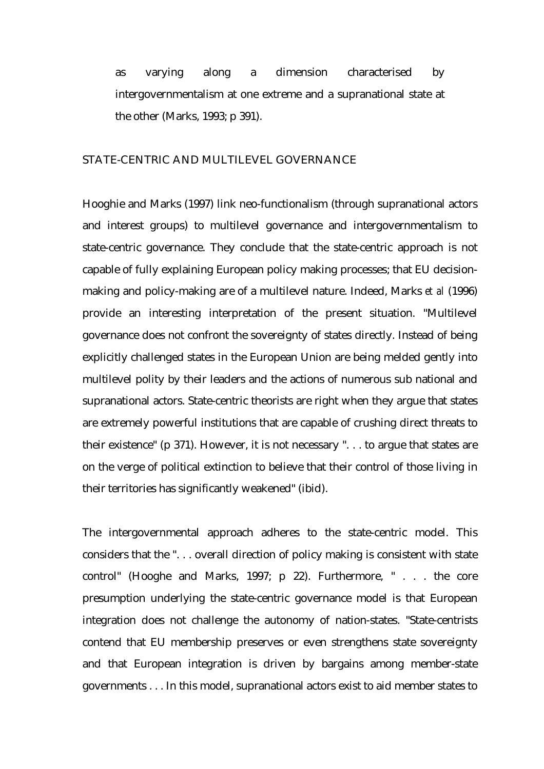as varying along a dimension characterised by intergovernmentalism at one extreme and a supranational state at the other (Marks, 1993; p 391).

## STATE-CENTRIC AND MULTILEVEL GOVERNANCE

Hooghie and Marks (1997) link neo-functionalism (through supranational actors and interest groups) to multilevel governance and intergovernmentalism to state-centric governance. They conclude that the state-centric approach is not capable of fully explaining European policy making processes; that EU decision-making and policy-making are of a multilevel nature. Indeed, Marks *et al* (1996) provide an interesting interpretation of the present situation. "Multilevel governance does not confront the sovereignty of states directly. Instead of being explicitly challenged states in the European Union are being melded gently into multilevel polity by their leaders and the actions of numerous sub national and supranational actors. State-centric theorists are right when they argue that states are extremely powerful institutions that are capable of crushing direct threats to their existence" (p 371). However, it is not necessary ". . . to argue that states are on the verge of political extinction to believe that their control of those living in their territories has significantly weakened" (ibid).

The intergovernmental approach adheres to the state-centric model. This considers that the ". . . overall direction of policy making is consistent with state control" (Hooghe and Marks, 1997; p 22). Furthermore, " . . . the core presumption underlying the state-centric governance model is that European integration does not challenge the autonomy of nation-states. "State-centrists contend that EU membership preserves or even strengthens state sovereignty and that European integration is driven by bargains among member-state governments . . . In this model, supranational actors exist to aid member states to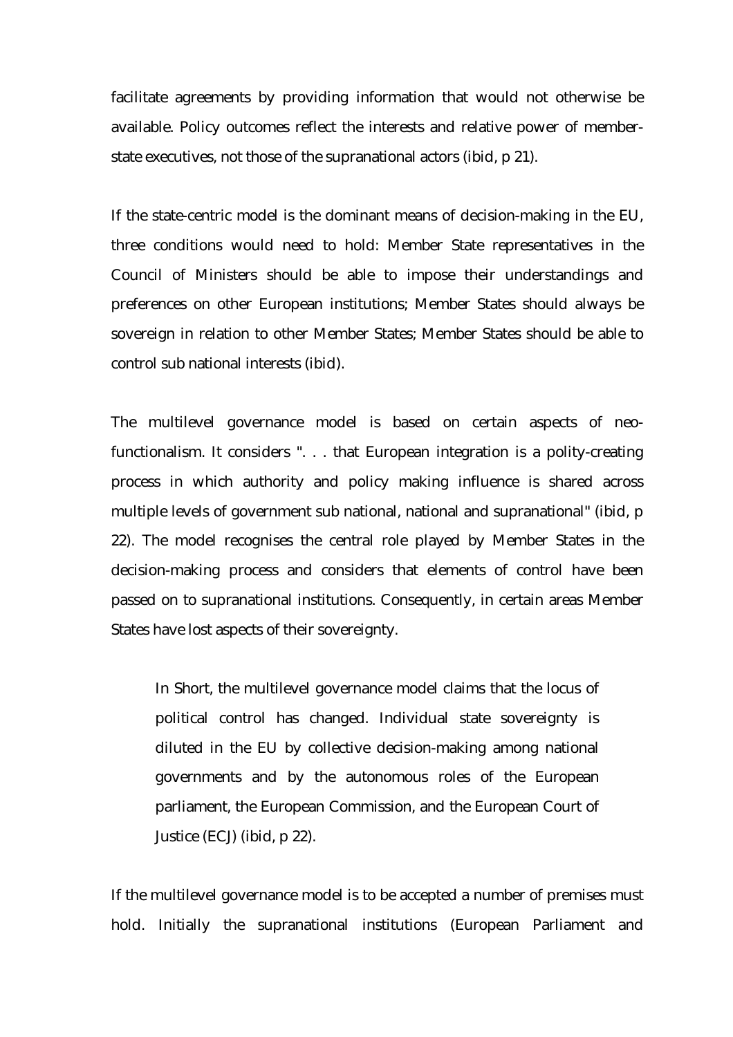facilitate agreements by providing information that would not otherwise be available. Policy outcomes reflect the interests and relative power of member-state executives, not those of the supranational actors (ibid, p 21).

If the state-centric model is the dominant means of decision-making in the EU, three conditions would need to hold: Member State representatives in the Council of Ministers should be able to impose their understandings and preferences on other European institutions; Member States should always be sovereign in relation to other Member States; Member States should be able to control sub national interests (ibid).

The multilevel governance model is based on certain aspects of neo-functionalism. It considers ". . . that European integration is a polity-creating process in which authority and policy making influence is shared across multiple levels of government sub national, national and supranational" (ibid, p 22). The model recognises the central role played by Member States in the decision-making process and considers that elements of control have been passed on to supranational institutions. Consequently, in certain areas Member States have lost aspects of their sovereignty.

> In Short, the multilevel governance model claims that the locus of political control has changed. Individual state sovereignty is diluted in the EU by collective decision-making among national governments and by the autonomous roles of the European parliament, the European Commission, and the European Court of Justice (ECJ) (ibid, p 22).

If the multilevel governance model is to be accepted a number of premises must hold. Initially the supranational institutions (European Parliament and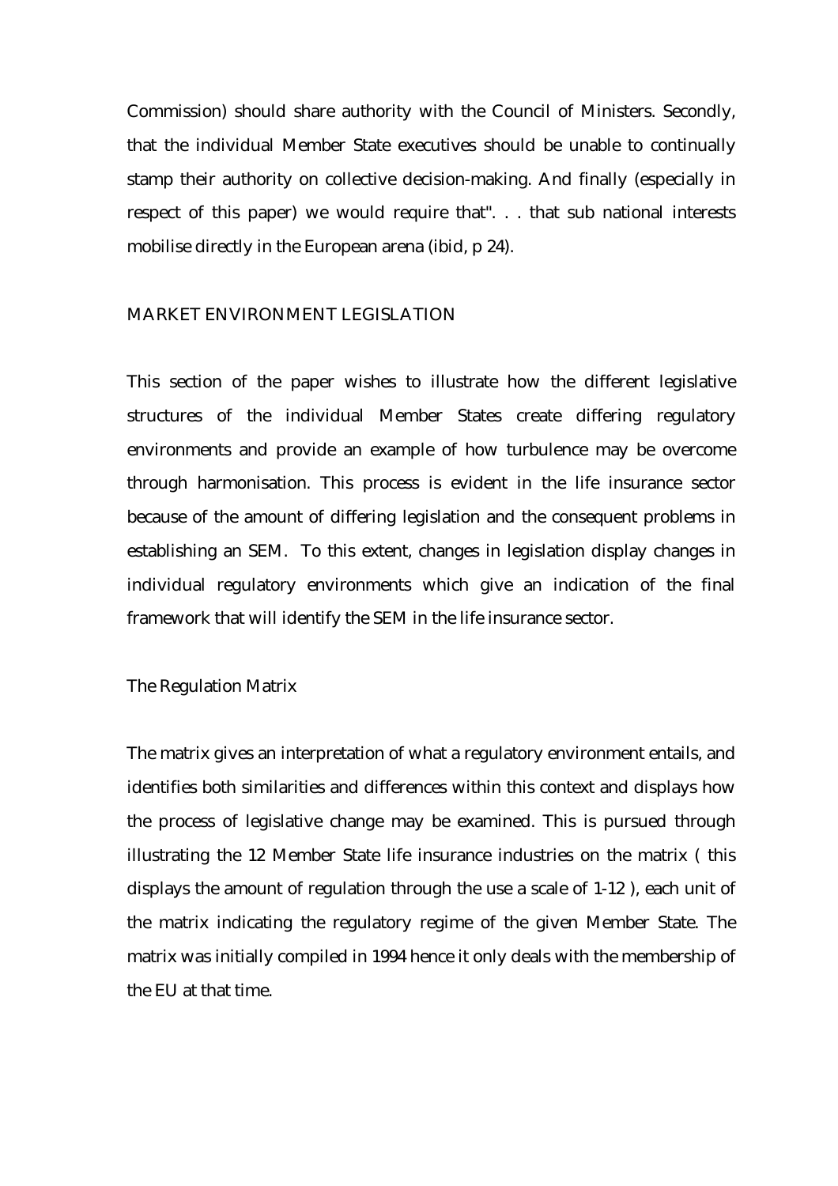Commission) should share authority with the Council of Ministers. Secondly, that the individual Member State executives should be unable to continually stamp their authority on collective decision-making. And finally (especially in respect of this paper) we would require that". . . that sub national interests mobilise directly in the European arena (ibid, p 24).

## MARKET ENVIRONMENT LEGISLATION

This section of the paper wishes to illustrate how the different legislative structures of the individual Member States create differing regulatory environments and provide an example of how turbulence may be overcome through harmonisation. This process is evident in the life insurance sector because of the amount of differing legislation and the consequent problems in establishing an SEM. To this extent, changes in legislation display changes in individual regulatory environments which give an indication of the final framework that will identify the SEM in the life insurance sector.

### The Regulation Matrix

The matrix gives an interpretation of what a regulatory environment entails, and identifies both similarities and differences within this context and displays how the process of legislative change may be examined. This is pursued through illustrating the 12 Member State life insurance industries on the matrix ( this displays the amount of regulation through the use a scale of 1-12 ), each unit of the matrix indicating the regulatory regime of the given Member State. The matrix was initially compiled in 1994 hence it only deals with the membership of the EU at that time.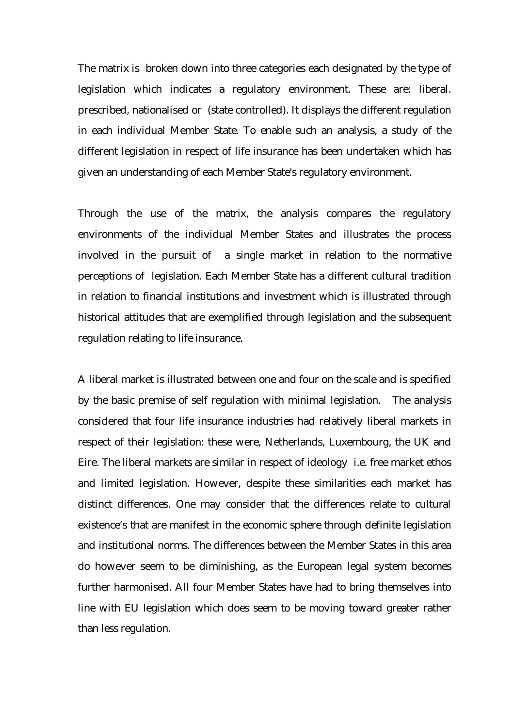The matrix is broken down into three categories each designated by the type of legislation which indicates a regulatory environment. These are: liberal. prescribed, nationalised or (state controlled). It displays the different regulation in each individual Member State. To enable such an analysis, a study of the different legislation in respect of life insurance has been undertaken which has given an understanding of each Member State's regulatory environment.

Through the use of the matrix, the analysis compares the regulatory environments of the individual Member States and illustrates the process involved in the pursuit of a single market in relation to the normative perceptions of legislation. Each Member State has a different cultural tradition in relation to financial institutions and investment which is illustrated through historical attitudes that are exemplified through legislation and the subsequent regulation relating to life insurance.

A liberal market is illustrated between one and four on the scale and is specified by the basic premise of self regulation with minimal legislation. The analysis considered that four life insurance industries had relatively liberal markets in respect of their legislation: these were, Netherlands, Luxembourg, the UK and Eire. The liberal markets are similar in respect of ideology i.e. free market ethos and limited legislation. However, despite these similarities each market has distinct differences. One may consider that the differences relate to cultural existence's that are manifest in the economic sphere through definite legislation and institutional norms. The differences between the Member States in this area do however seem to be diminishing, as the European legal system becomes further harmonised. All four Member States have had to bring themselves into line with EU legislation which does seem to be moving toward greater rather than less regulation.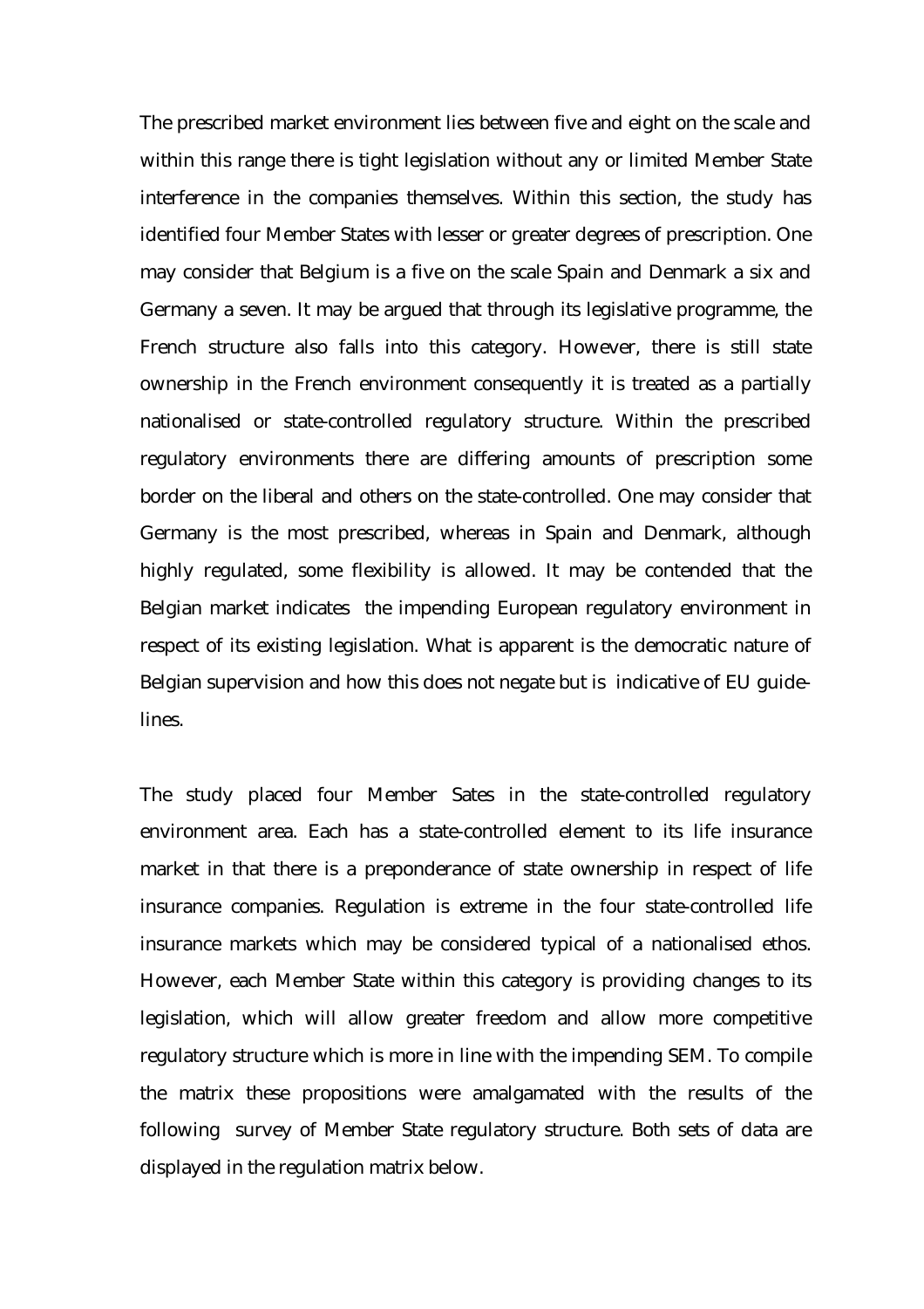The prescribed market environment lies between five and eight on the scale and within this range there is tight legislation without any or limited Member State interference in the companies themselves. Within this section, the study has identified four Member States with lesser or greater degrees of prescription. One may consider that Belgium is a five on the scale Spain and Denmark a six and Germany a seven. It may be argued that through its legislative programme, the French structure also falls into this category. However, there is still state ownership in the French environment consequently it is treated as a partially nationalised or state-controlled regulatory structure. Within the prescribed regulatory environments there are differing amounts of prescription some border on the liberal and others on the state-controlled. One may consider that Germany is the most prescribed, whereas in Spain and Denmark, although highly regulated, some flexibility is allowed. It may be contended that the Belgian market indicates the impending European regulatory environment in respect of its existing legislation. What is apparent is the democratic nature of Belgian supervision and how this does not negate but is indicative of EU guide-lines.

The study placed four Member Sates in the state-controlled regulatory environment area. Each has a state-controlled element to its life insurance market in that there is a preponderance of state ownership in respect of life insurance companies. Regulation is extreme in the four state-controlled life insurance markets which may be considered typical of a nationalised ethos. However, each Member State within this category is providing changes to its legislation, which will allow greater freedom and allow more competitive regulatory structure which is more in line with the impending SEM. To compile the matrix these propositions were amalgamated with the results of the following survey of Member State regulatory structure. Both sets of data are displayed in the regulation matrix below.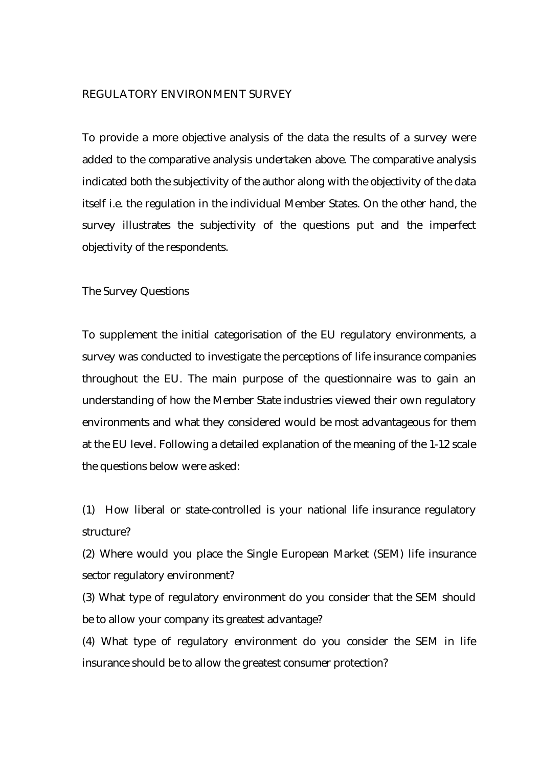## REGULATORY ENVIRONMENT SURVEY

To provide a more objective analysis of the data the results of a survey were added to the comparative analysis undertaken above. The comparative analysis indicated both the subjectivity of the author along with the objectivity of the data itself i.e. the regulation in the individual Member States. On the other hand, the survey illustrates the subjectivity of the questions put and the imperfect objectivity of the respondents.

### The Survey Questions

To supplement the initial categorisation of the EU regulatory environments, a survey was conducted to investigate the perceptions of life insurance companies throughout the EU. The main purpose of the questionnaire was to gain an understanding of how the Member State industries viewed their own regulatory environments and what they considered would be most advantageous for them at the EU level. Following a detailed explanation of the meaning of the 1-12 scale the questions below were asked:

(1) How liberal or state-controlled is your national life insurance regulatory structure?

(2) Where would you place the Single European Market (SEM) life insurance sector regulatory environment?

(3) What type of regulatory environment do you consider that the SEM should be to allow your company its greatest advantage?

(4) What type of regulatory environment do you consider the SEM in life insurance should be to allow the greatest consumer protection?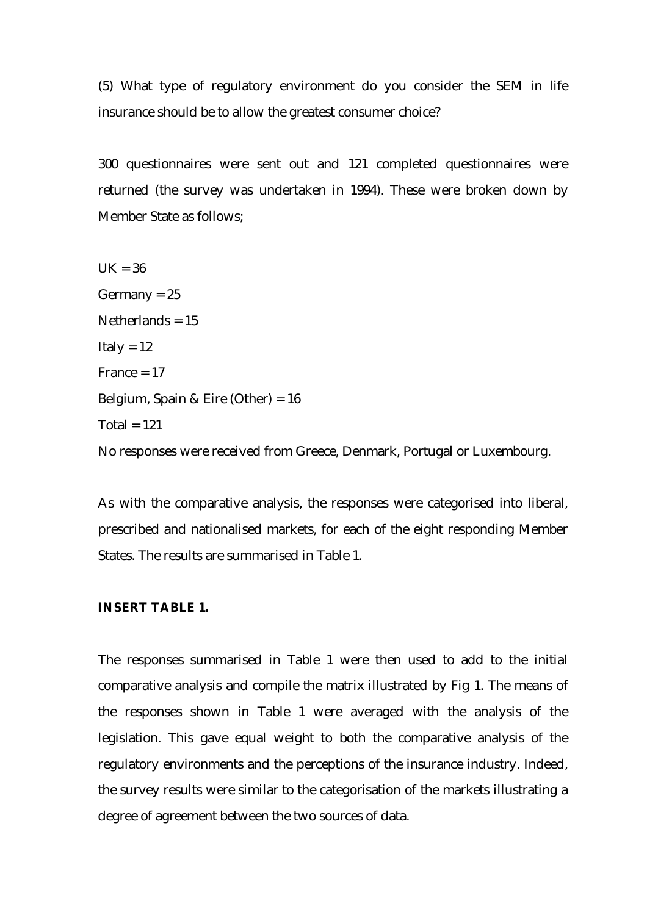(5) What type of regulatory environment do you consider the SEM in life insurance should be to allow the greatest consumer choice?

300 questionnaires were sent out and 121 completed questionnaires were returned (the survey was undertaken in 1994). These were broken down by Member State as follows;

UK = 36

Germany = 25

Netherlands = 15

Italy = 12

France = 17

Belgium, Spain & Eire (Other) = 16

Total = 121

No responses were received from Greece, Denmark, Portugal or Luxembourg.

As with the comparative analysis, the responses were categorised into liberal, prescribed and nationalised markets, for each of the eight responding Member States. The results are summarised in Table 1.

**INSERT TABLE 1.**

The responses summarised in Table 1 were then used to add to the initial comparative analysis and compile the matrix illustrated by Fig 1. The means of the responses shown in Table 1 were averaged with the analysis of the legislation. This gave equal weight to both the comparative analysis of the regulatory environments and the perceptions of the insurance industry. Indeed, the survey results were similar to the categorisation of the markets illustrating a degree of agreement between the two sources of data.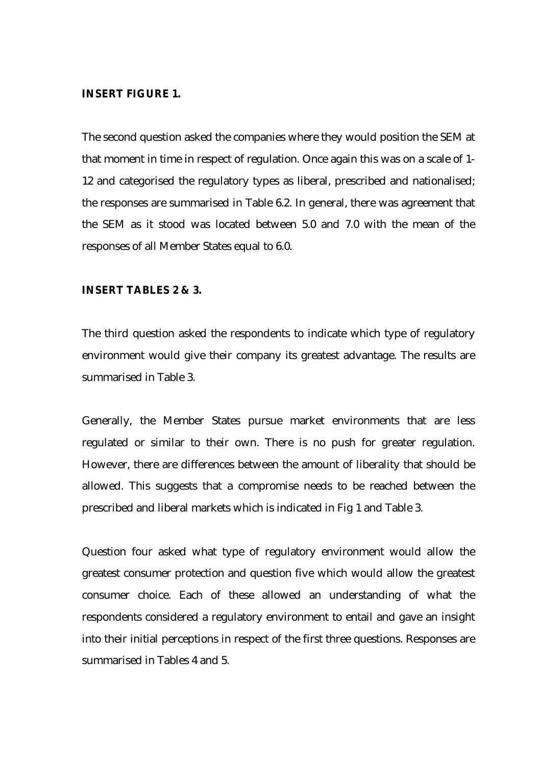**INSERT FIGURE 1.**

The second question asked the companies where they would position the SEM at that moment in time in respect of regulation. Once again this was on a scale of 1-12 and categorised the regulatory types as liberal, prescribed and nationalised; the responses are summarised in Table 6.2. In general, there was agreement that the SEM as it stood was located between 5.0 and 7.0 with the mean of the responses of all Member States equal to 6.0.

**INSERT TABLES 2 & 3.**

The third question asked the respondents to indicate which type of regulatory environment would give their company its greatest advantage. The results are summarised in Table 3.

Generally, the Member States pursue market environments that are less regulated or similar to their own. There is no push for greater regulation. However, there are differences between the amount of liberality that should be allowed. This suggests that a compromise needs to be reached between the prescribed and liberal markets which is indicated in Fig 1 and Table 3.

Question four asked what type of regulatory environment would allow the greatest consumer protection and question five which would allow the greatest consumer choice. Each of these allowed an understanding of what the respondents considered a regulatory environment to entail and gave an insight into their initial perceptions in respect of the first three questions. Responses are summarised in Tables 4 and 5.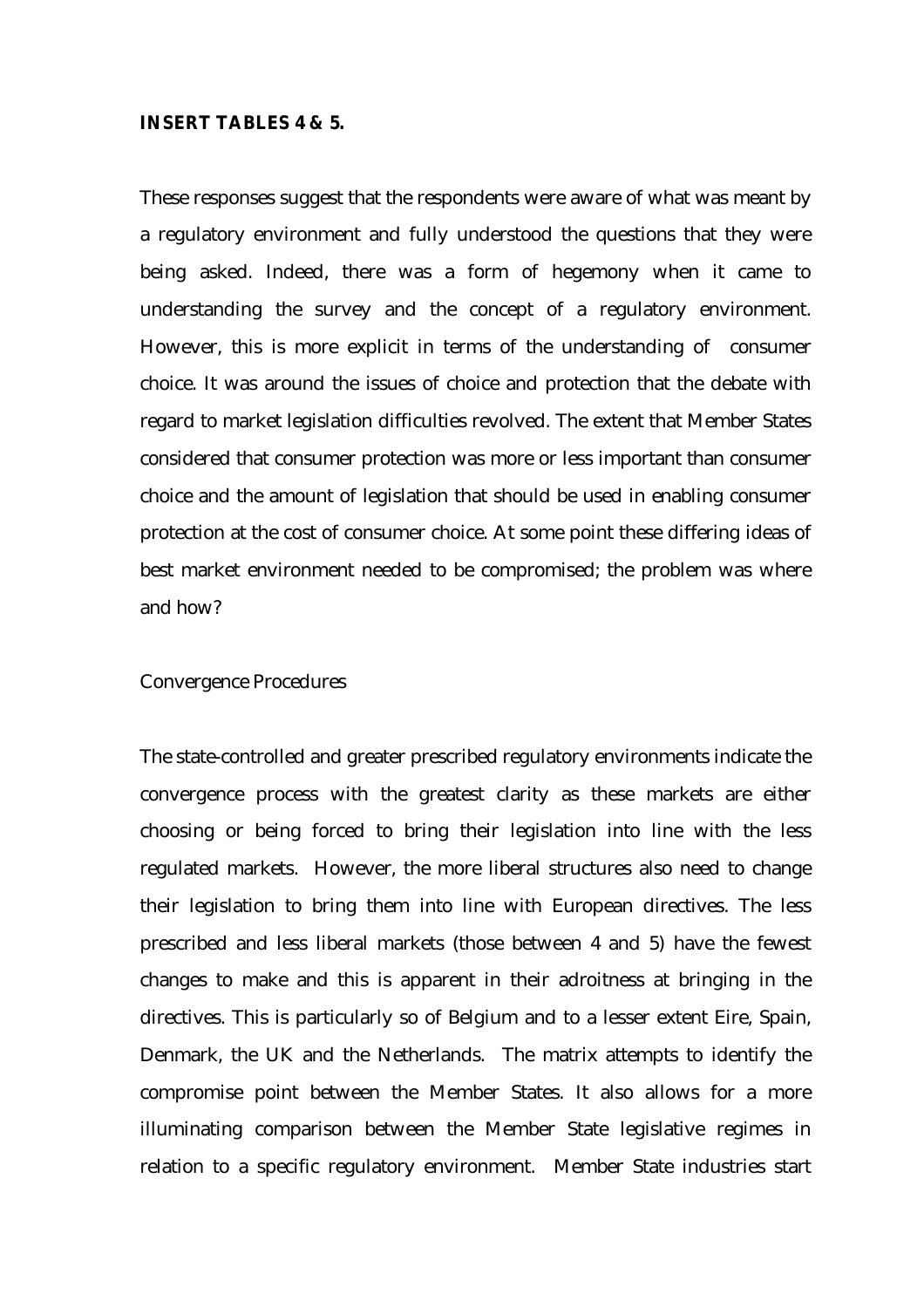**INSERT TABLES 4 & 5.**

These responses suggest that the respondents were aware of what was meant by a regulatory environment and fully understood the questions that they were being asked. Indeed, there was a form of hegemony when it came to understanding the survey and the concept of a regulatory environment. However, this is more explicit in terms of the understanding of consumer choice. It was around the issues of choice and protection that the debate with regard to market legislation difficulties revolved. The extent that Member States considered that consumer protection was more or less important than consumer choice and the amount of legislation that should be used in enabling consumer protection at the cost of consumer choice. At some point these differing ideas of best market environment needed to be compromised; the problem was where and how?

Convergence Procedures

The state-controlled and greater prescribed regulatory environments indicate the convergence process with the greatest clarity as these markets are either choosing or being forced to bring their legislation into line with the less regulated markets. However, the more liberal structures also need to change their legislation to bring them into line with European directives. The less prescribed and less liberal markets (those between 4 and 5) have the fewest changes to make and this is apparent in their adroitness at bringing in the directives. This is particularly so of Belgium and to a lesser extent Eire, Spain, Denmark, the UK and the Netherlands. The matrix attempts to identify the compromise point between the Member States. It also allows for a more illuminating comparison between the Member State legislative regimes in relation to a specific regulatory environment. Member State industries start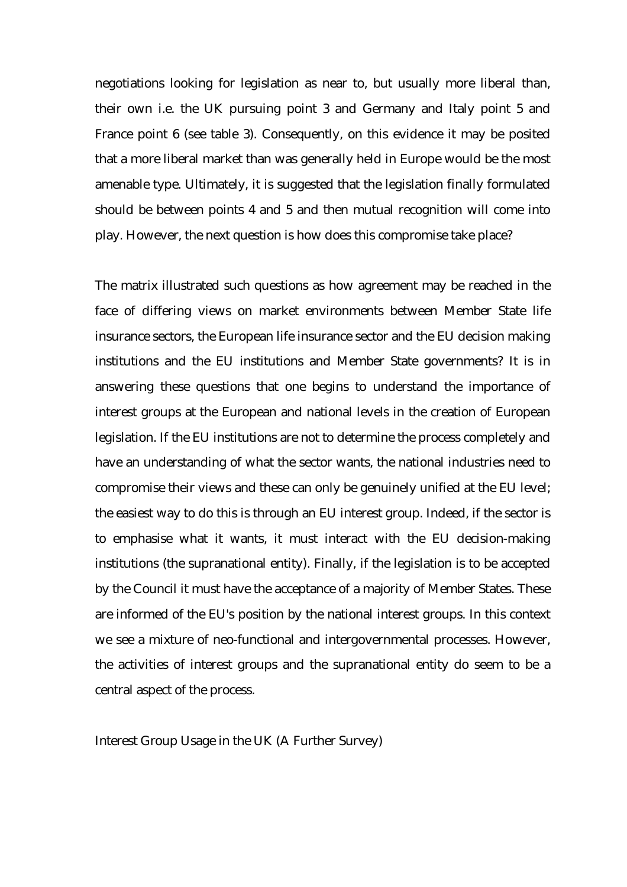negotiations looking for legislation as near to, but usually more liberal than, their own i.e. the UK pursuing point 3 and Germany and Italy point 5 and France point 6 (see table 3). Consequently, on this evidence it may be posited that a more liberal market than was generally held in Europe would be the most amenable type. Ultimately, it is suggested that the legislation finally formulated should be between points 4 and 5 and then mutual recognition will come into play. However, the next question is how does this compromise take place?

The matrix illustrated such questions as how agreement may be reached in the face of differing views on market environments between Member State life insurance sectors, the European life insurance sector and the EU decision making institutions and the EU institutions and Member State governments? It is in answering these questions that one begins to understand the importance of interest groups at the European and national levels in the creation of European legislation. If the EU institutions are not to determine the process completely and have an understanding of what the sector wants, the national industries need to compromise their views and these can only be genuinely unified at the EU level; the easiest way to do this is through an EU interest group. Indeed, if the sector is to emphasise what it wants, it must interact with the EU decision-making institutions (the supranational entity). Finally, if the legislation is to be accepted by the Council it must have the acceptance of a majority of Member States. These are informed of the EU's position by the national interest groups. In this context we see a mixture of neo-functional and intergovernmental processes. However, the activities of interest groups and the supranational entity do seem to be a central aspect of the process.

## Interest Group Usage in the UK (A Further Survey)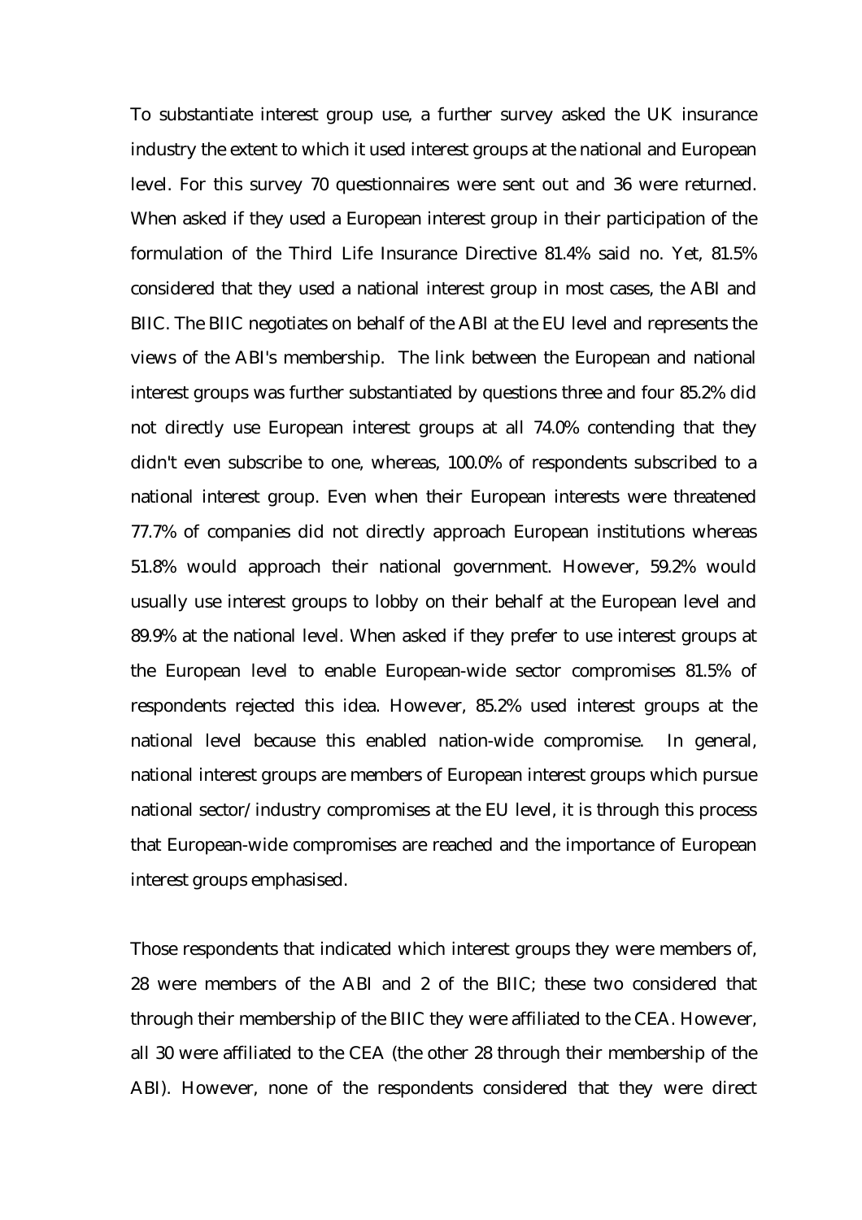To substantiate interest group use, a further survey asked the UK insurance industry the extent to which it used interest groups at the national and European level. For this survey 70 questionnaires were sent out and 36 were returned. When asked if they used a European interest group in their participation of the formulation of the Third Life Insurance Directive 81.4% said no. Yet, 81.5% considered that they used a national interest group in most cases, the ABI and BIIC. The BIIC negotiates on behalf of the ABI at the EU level and represents the views of the ABI's membership. The link between the European and national interest groups was further substantiated by questions three and four 85.2% did not directly use European interest groups at all 74.0% contending that they didn't even subscribe to one, whereas, 100.0% of respondents subscribed to a national interest group. Even when their European interests were threatened 77.7% of companies did not directly approach European institutions whereas 51.8% would approach their national government. However, 59.2% would usually use interest groups to lobby on their behalf at the European level and 89.9% at the national level. When asked if they prefer to use interest groups at the European level to enable European-wide sector compromises 81.5% of respondents rejected this idea. However, 85.2% used interest groups at the national level because this enabled nation-wide compromise. In general, national interest groups are members of European interest groups which pursue national sector/industry compromises at the EU level, it is through this process that European-wide compromises are reached and the importance of European interest groups emphasised.

Those respondents that indicated which interest groups they were members of, 28 were members of the ABI and 2 of the BIIC; these two considered that through their membership of the BIIC they were affiliated to the CEA. However, all 30 were affiliated to the CEA (the other 28 through their membership of the ABI). However, none of the respondents considered that they were direct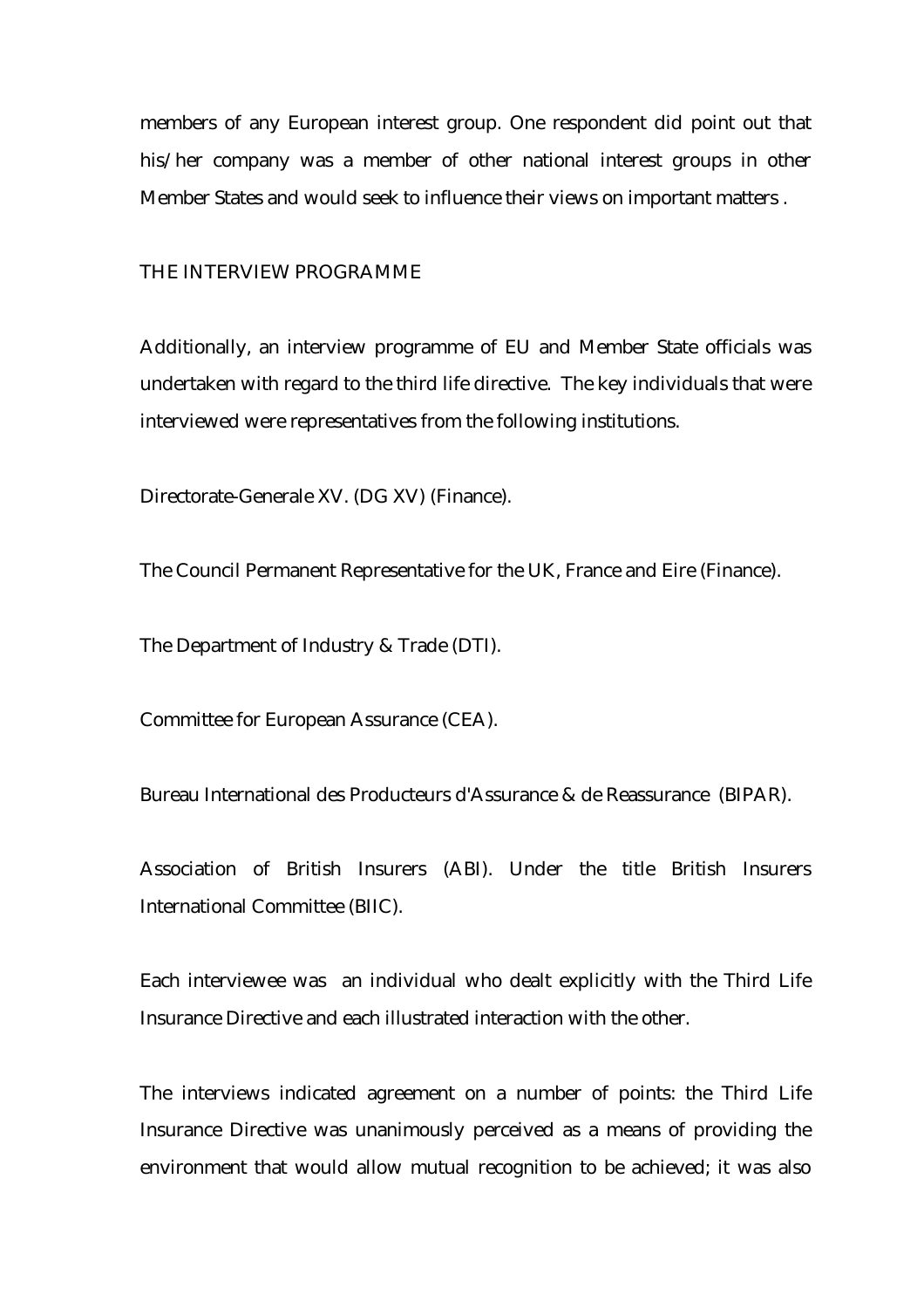members of any European interest group. One respondent did point out that his/her company was a member of other national interest groups in other Member States and would seek to influence their views on important matters .

## THE INTERVIEW PROGRAMME

Additionally, an interview programme of EU and Member State officials was undertaken with regard to the third life directive. The key individuals that were interviewed were representatives from the following institutions.

Directorate-Generale XV. (DG XV) (Finance).

The Council Permanent Representative for the UK, France and Eire (Finance).

The Department of Industry & Trade (DTI).

Committee for European Assurance (CEA).

Bureau International des Producteurs d'Assurance & de Reassurance (BIPAR).

Association of British Insurers (ABI). Under the title British Insurers International Committee (BIIC).

Each interviewee was an individual who dealt explicitly with the Third Life Insurance Directive and each illustrated interaction with the other.

The interviews indicated agreement on a number of points: the Third Life Insurance Directive was unanimously perceived as a means of providing the environment that would allow mutual recognition to be achieved; it was also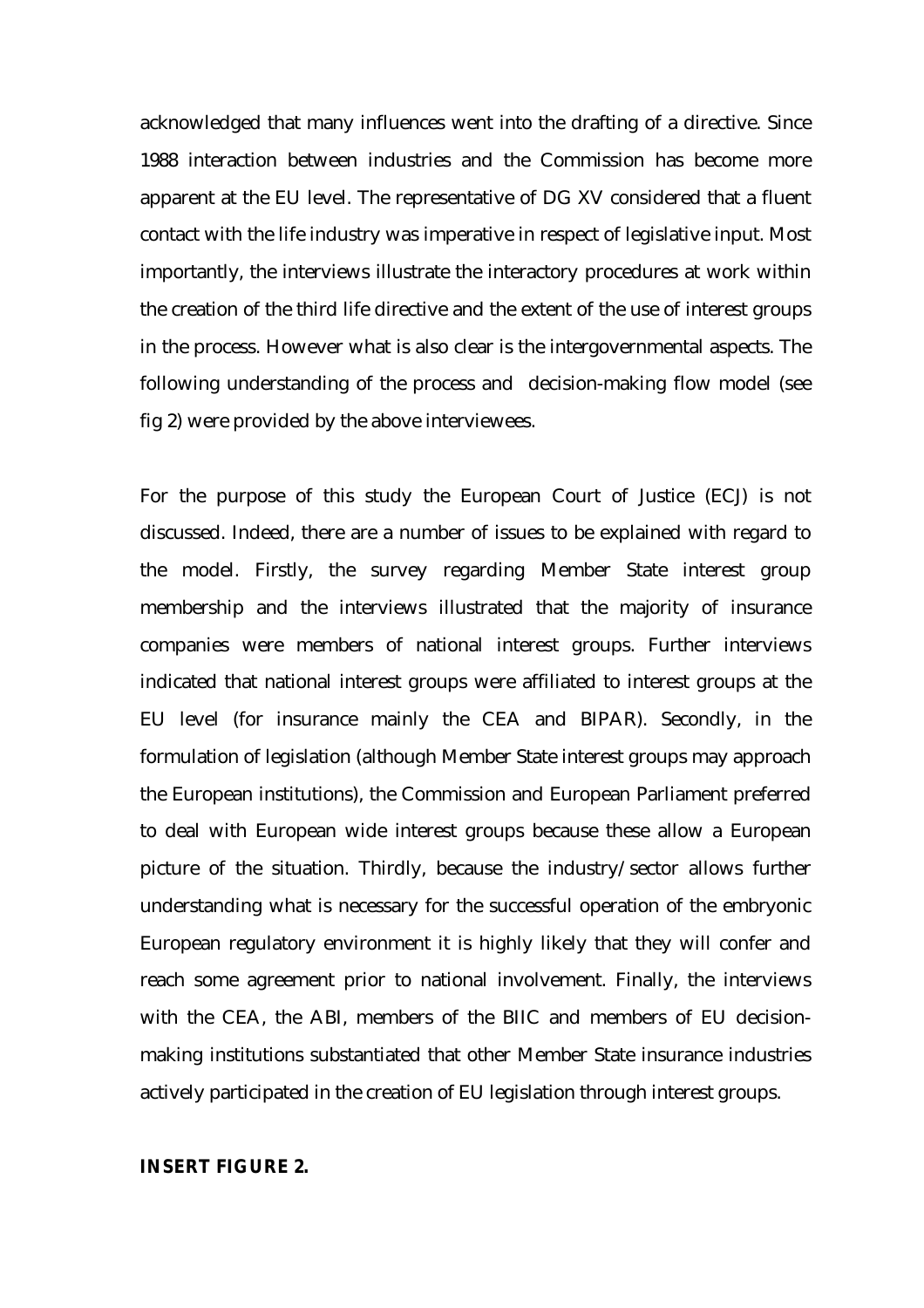acknowledged that many influences went into the drafting of a directive. Since 1988 interaction between industries and the Commission has become more apparent at the EU level. The representative of DG XV considered that a fluent contact with the life industry was imperative in respect of legislative input. Most importantly, the interviews illustrate the interactory procedures at work within the creation of the third life directive and the extent of the use of interest groups in the process. However what is also clear is the intergovernmental aspects. The following understanding of the process and decision-making flow model (see fig 2) were provided by the above interviewees.

For the purpose of this study the European Court of Justice (ECJ) is not discussed. Indeed, there are a number of issues to be explained with regard to the model. Firstly, the survey regarding Member State interest group membership and the interviews illustrated that the majority of insurance companies were members of national interest groups. Further interviews indicated that national interest groups were affiliated to interest groups at the EU level (for insurance mainly the CEA and BIPAR). Secondly, in the formulation of legislation (although Member State interest groups may approach the European institutions), the Commission and European Parliament preferred to deal with European wide interest groups because these allow a European picture of the situation. Thirdly, because the industry/sector allows further understanding what is necessary for the successful operation of the embryonic European regulatory environment it is highly likely that they will confer and reach some agreement prior to national involvement. Finally, the interviews with the CEA, the ABI, members of the BIIC and members of EU decision-making institutions substantiated that other Member State insurance industries actively participated in the creation of EU legislation through interest groups.

**INSERT FIGURE 2.**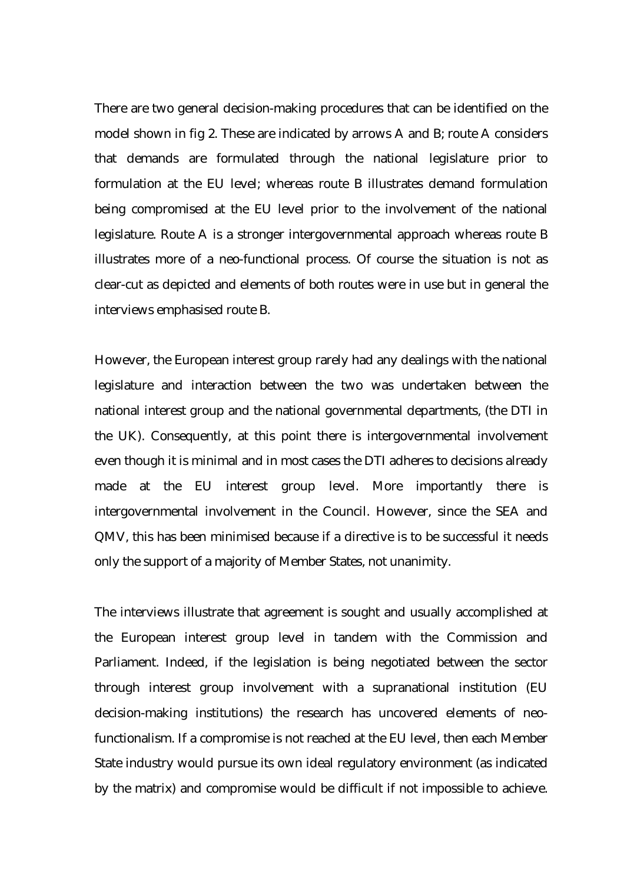There are two general decision-making procedures that can be identified on the model shown in fig 2. These are indicated by arrows A and B; route A considers that demands are formulated through the national legislature prior to formulation at the EU level; whereas route B illustrates demand formulation being compromised at the EU level prior to the involvement of the national legislature. Route A is a stronger intergovernmental approach whereas route B illustrates more of a neo-functional process. Of course the situation is not as clear-cut as depicted and elements of both routes were in use but in general the interviews emphasised route B.

However, the European interest group rarely had any dealings with the national legislature and interaction between the two was undertaken between the national interest group and the national governmental departments, (the DTI in the UK). Consequently, at this point there is intergovernmental involvement even though it is minimal and in most cases the DTI adheres to decisions already made at the EU interest group level. More importantly there is intergovernmental involvement in the Council. However, since the SEA and QMV, this has been minimised because if a directive is to be successful it needs only the support of a majority of Member States, not unanimity.

The interviews illustrate that agreement is sought and usually accomplished at the European interest group level in tandem with the Commission and Parliament. Indeed, if the legislation is being negotiated between the sector through interest group involvement with a supranational institution (EU decision-making institutions) the research has uncovered elements of neo-functionalism. If a compromise is not reached at the EU level, then each Member State industry would pursue its own ideal regulatory environment (as indicated by the matrix) and compromise would be difficult if not impossible to achieve.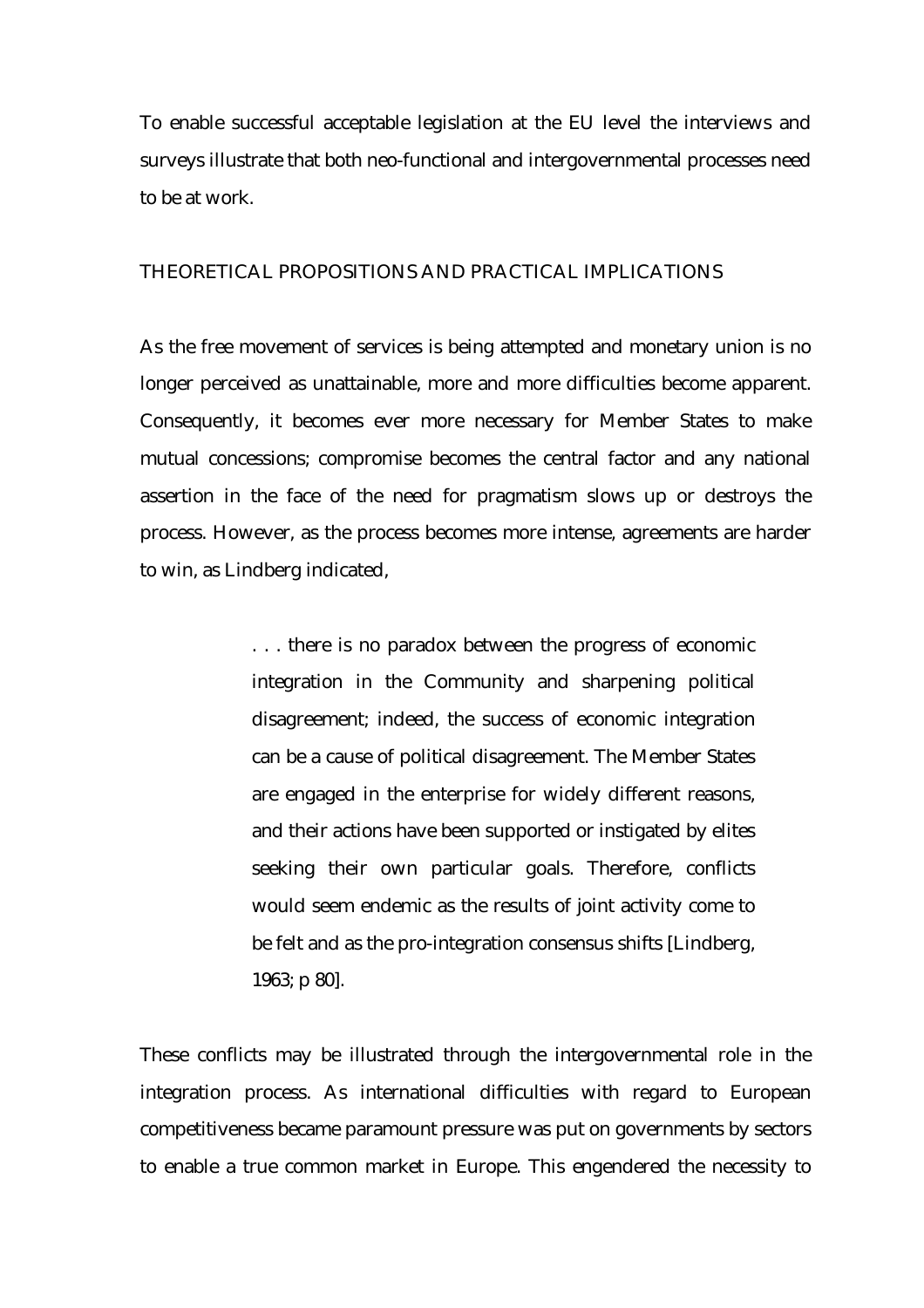To enable successful acceptable legislation at the EU level the interviews and surveys illustrate that both neo-functional and intergovernmental processes need to be at work.

## THEORETICAL PROPOSITIONS AND PRACTICAL IMPLICATIONS

As the free movement of services is being attempted and monetary union is no longer perceived as unattainable, more and more difficulties become apparent. Consequently, it becomes ever more necessary for Member States to make mutual concessions; compromise becomes the central factor and any national assertion in the face of the need for pragmatism slows up or destroys the process. However, as the process becomes more intense, agreements are harder to win, as Lindberg indicated,

> . . . there is no paradox between the progress of economic integration in the Community and sharpening political disagreement; indeed, the success of economic integration can be a cause of political disagreement. The Member States are engaged in the enterprise for widely different reasons, and their actions have been supported or instigated by elites seeking their own particular goals. Therefore, conflicts would seem endemic as the results of joint activity come to be felt and as the pro-integration consensus shifts [Lindberg, 1963; p 80].

These conflicts may be illustrated through the intergovernmental role in the integration process. As international difficulties with regard to European competitiveness became paramount pressure was put on governments by sectors to enable a true common market in Europe. This engendered the necessity to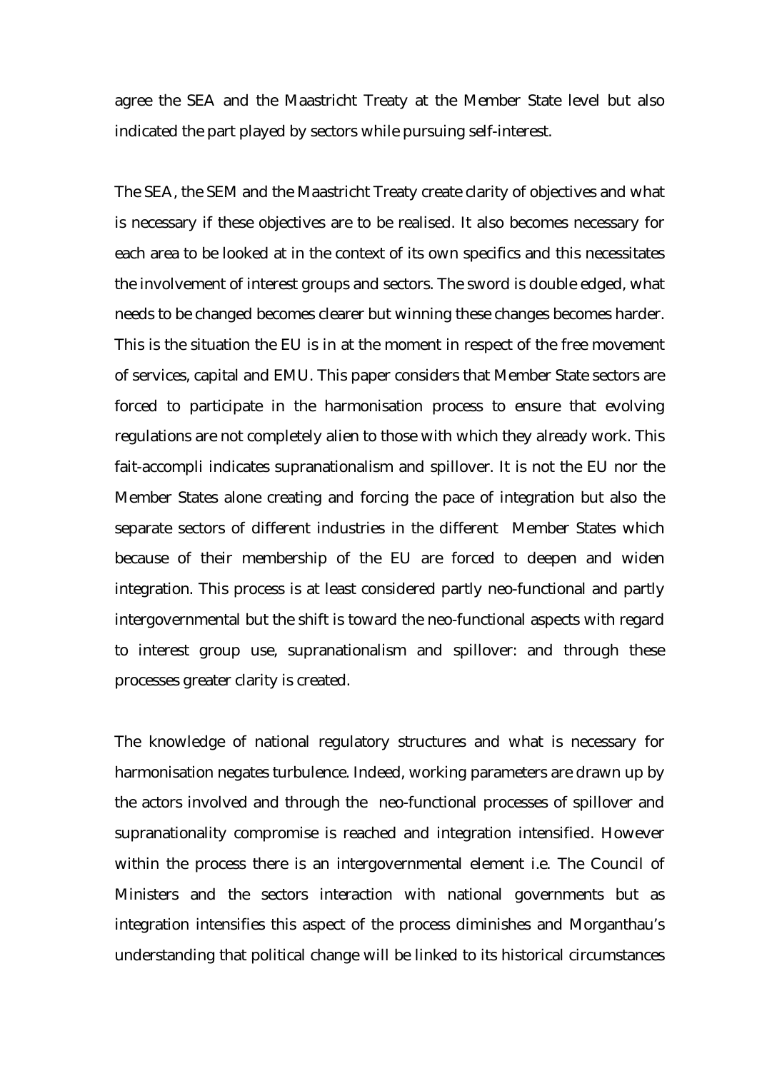agree the SEA and the Maastricht Treaty at the Member State level but also indicated the part played by sectors while pursuing self-interest.

The SEA, the SEM and the Maastricht Treaty create clarity of objectives and what is necessary if these objectives are to be realised. It also becomes necessary for each area to be looked at in the context of its own specifics and this necessitates the involvement of interest groups and sectors. The sword is double edged, what needs to be changed becomes clearer but winning these changes becomes harder. This is the situation the EU is in at the moment in respect of the free movement of services, capital and EMU. This paper considers that Member State sectors are forced to participate in the harmonisation process to ensure that evolving regulations are not completely alien to those with which they already work. This fait-accompli indicates supranationalism and spillover. It is not the EU nor the Member States alone creating and forcing the pace of integration but also the separate sectors of different industries in the different Member States which because of their membership of the EU are forced to deepen and widen integration. This process is at least considered partly neo-functional and partly intergovernmental but the shift is toward the neo-functional aspects with regard to interest group use, supranationalism and spillover: and through these processes greater clarity is created.

The knowledge of national regulatory structures and what is necessary for harmonisation negates turbulence. Indeed, working parameters are drawn up by the actors involved and through the neo-functional processes of spillover and supranationality compromise is reached and integration intensified. However within the process there is an intergovernmental element i.e. The Council of Ministers and the sectors interaction with national governments but as integration intensifies this aspect of the process diminishes and Morganthau's understanding that political change will be linked to its historical circumstances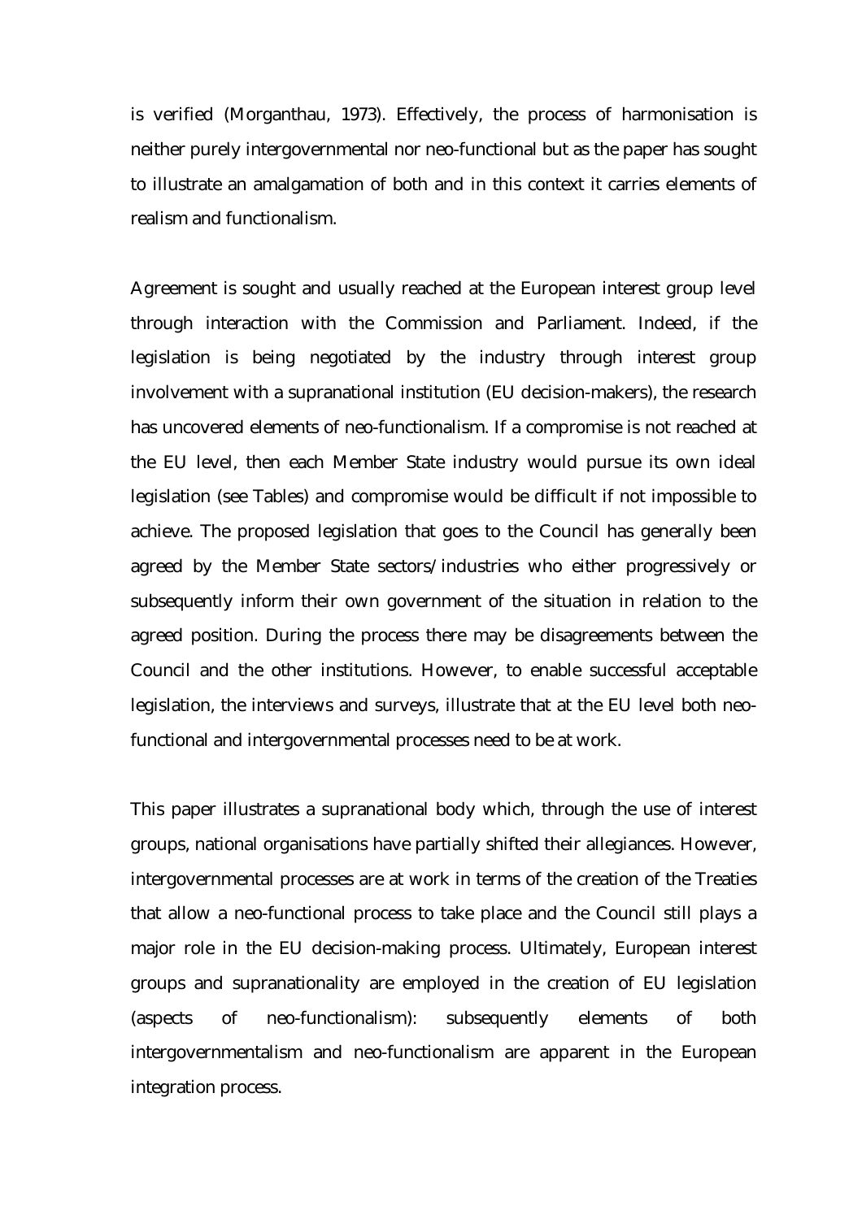is verified (Morganthau, 1973). Effectively, the process of harmonisation is neither purely intergovernmental nor neo-functional but as the paper has sought to illustrate an amalgamation of both and in this context it carries elements of realism and functionalism.

Agreement is sought and usually reached at the European interest group level through interaction with the Commission and Parliament. Indeed, if the legislation is being negotiated by the industry through interest group involvement with a supranational institution (EU decision-makers), the research has uncovered elements of neo-functionalism. If a compromise is not reached at the EU level, then each Member State industry would pursue its own ideal legislation (see Tables) and compromise would be difficult if not impossible to achieve. The proposed legislation that goes to the Council has generally been agreed by the Member State sectors/industries who either progressively or subsequently inform their own government of the situation in relation to the agreed position. During the process there may be disagreements between the Council and the other institutions. However, to enable successful acceptable legislation, the interviews and surveys, illustrate that at the EU level both neo-functional and intergovernmental processes need to be at work.

This paper illustrates a supranational body which, through the use of interest groups, national organisations have partially shifted their allegiances. However, intergovernmental processes are at work in terms of the creation of the Treaties that allow a neo-functional process to take place and the Council still plays a major role in the EU decision-making process. Ultimately, European interest groups and supranationality are employed in the creation of EU legislation (aspects of neo-functionalism): subsequently elements of both intergovernmentalism and neo-functionalism are apparent in the European integration process.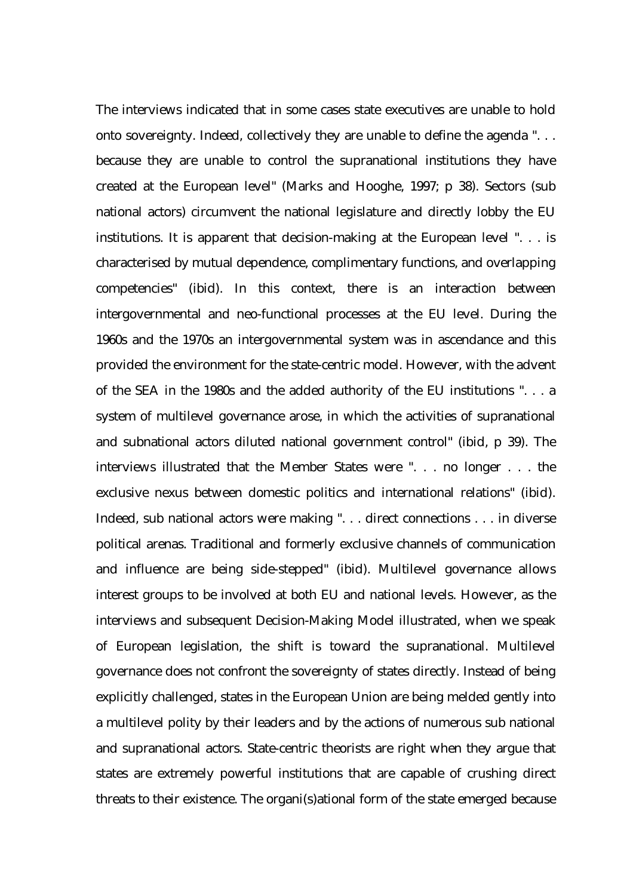The interviews indicated that in some cases state executives are unable to hold onto sovereignty. Indeed, collectively they are unable to define the agenda ". . . because they are unable to control the supranational institutions they have created at the European level" (Marks and Hooghe, 1997; p 38). Sectors (sub national actors) circumvent the national legislature and directly lobby the EU institutions. It is apparent that decision-making at the European level ". . . is characterised by mutual dependence, complimentary functions, and overlapping competencies" (ibid). In this context, there is an interaction between intergovernmental and neo-functional processes at the EU level. During the 1960s and the 1970s an intergovernmental system was in ascendance and this provided the environment for the state-centric model. However, with the advent of the SEA in the 1980s and the added authority of the EU institutions ". . . a system of multilevel governance arose, in which the activities of supranational and subnational actors diluted national government control" (ibid, p 39). The interviews illustrated that the Member States were ". . . no longer . . . the exclusive nexus between domestic politics and international relations" (ibid). Indeed, sub national actors were making ". . . direct connections . . . in diverse political arenas. Traditional and formerly exclusive channels of communication and influence are being side-stepped" (ibid). Multilevel governance allows interest groups to be involved at both EU and national levels. However, as the interviews and subsequent Decision-Making Model illustrated, when we speak of European legislation, the shift is toward the supranational. Multilevel governance does not confront the sovereignty of states directly. Instead of being explicitly challenged, states in the European Union are being melded gently into a multilevel polity by their leaders and by the actions of numerous sub national and supranational actors. State-centric theorists are right when they argue that states are extremely powerful institutions that are capable of crushing direct threats to their existence. The organi(s)ational form of the state emerged because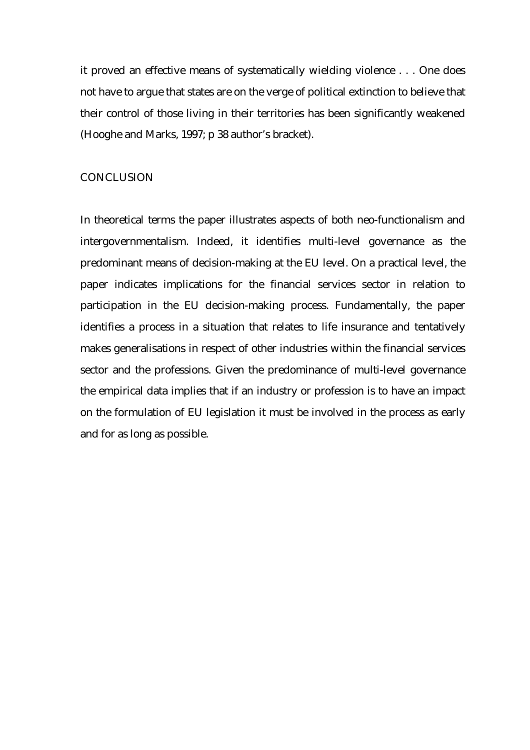it proved an effective means of systematically wielding violence . . . One does not have to argue that states are on the verge of political extinction to believe that their control of those living in their territories has been significantly weakened (Hooghe and Marks, 1997; p 38 author's bracket).

## CONCLUSION

In theoretical terms the paper illustrates aspects of both neo-functionalism and intergovernmentalism. Indeed, it identifies multi-level governance as the predominant means of decision-making at the EU level. On a practical level, the paper indicates implications for the financial services sector in relation to participation in the EU decision-making process. Fundamentally, the paper identifies a process in a situation that relates to life insurance and tentatively makes generalisations in respect of other industries within the financial services sector and the professions. Given the predominance of multi-level governance the empirical data implies that if an industry or profession is to have an impact on the formulation of EU legislation it must be involved in the process as early and for as long as possible.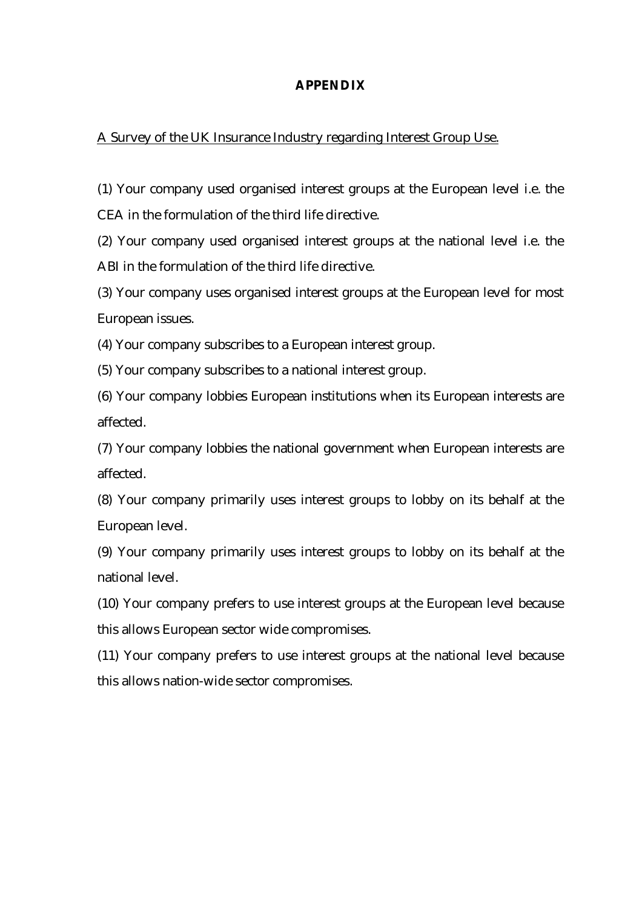# APPENDIX

A Survey of the UK Insurance Industry regarding Interest Group Use.

(1) Your company used organised interest groups at the European level i.e. the CEA in the formulation of the third life directive.

(2) Your company used organised interest groups at the national level i.e. the ABI in the formulation of the third life directive.

(3) Your company uses organised interest groups at the European level for most European issues.

(4) Your company subscribes to a European interest group.

(5) Your company subscribes to a national interest group.

(6) Your company lobbies European institutions when its European interests are affected.

(7) Your company lobbies the national government when European interests are affected.

(8) Your company primarily uses interest groups to lobby on its behalf at the European level.

(9) Your company primarily uses interest groups to lobby on its behalf at the national level.

(10) Your company prefers to use interest groups at the European level because this allows European sector wide compromises.

(11) Your company prefers to use interest groups at the national level because this allows nation-wide sector compromises.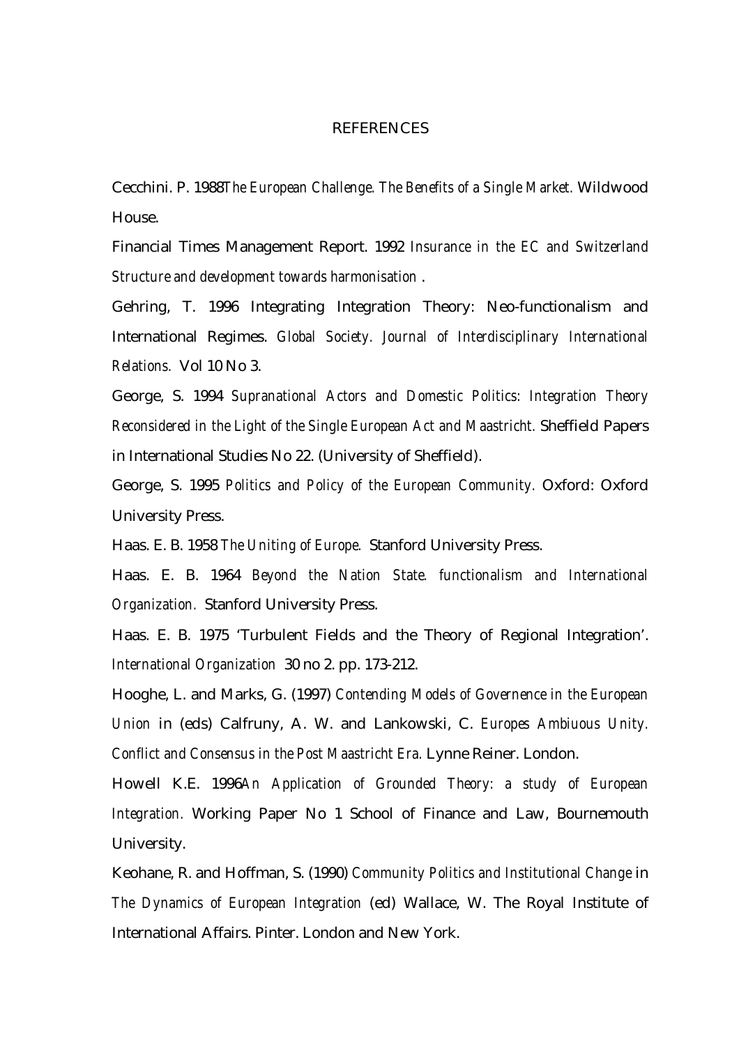# REFERENCES

Cecchini. P. 1988*The European Challenge. The Benefits of a Single Market.* Wildwood House.

Financial Times Management Report. 1992 *Insurance in the EC and Switzerland Structure and development towards harmonisation* .

Gehring, T. 1996 Integrating Integration Theory: Neo-functionalism and International Regimes. *Global Society. Journal of Interdisciplinary International Relations.* Vol 10 No 3.

George, S. 1994 *Supranational Actors and Domestic Politics: Integration Theory Reconsidered in the Light of the Single European Act and Maastricht.* Sheffield Papers in International Studies No 22. (University of Sheffield).

George, S. 1995 *Politics and Policy of the European Community.* Oxford: Oxford University Press.

Haas. E. B. 1958 *The Uniting of Europe.* Stanford University Press.

Haas. E. B. 1964 *Beyond the Nation State. functionalism and International Organization.* Stanford University Press.

Haas. E. B. 1975 'Turbulent Fields and the Theory of Regional Integration'. *International Organization* 30 no 2. pp. 173-212.

Hooghe, L. and Marks, G. (1997) *Contending Models of Governence in the European Union* in (eds) Calfruny, A. W. and Lankowski, C. *Europes Ambiuous Unity. Conflict and Consensus in the Post Maastricht Era.* Lynne Reiner. London.

Howell K.E. 1996*An Application of Grounded Theory: a study of European Integration.* Working Paper No 1 School of Finance and Law, Bournemouth University.

Keohane, R. and Hoffman, S. (1990) *Community Politics and Institutional Change* in *The Dynamics of European Integration* (ed) Wallace, W. The Royal Institute of International Affairs. Pinter. London and New York.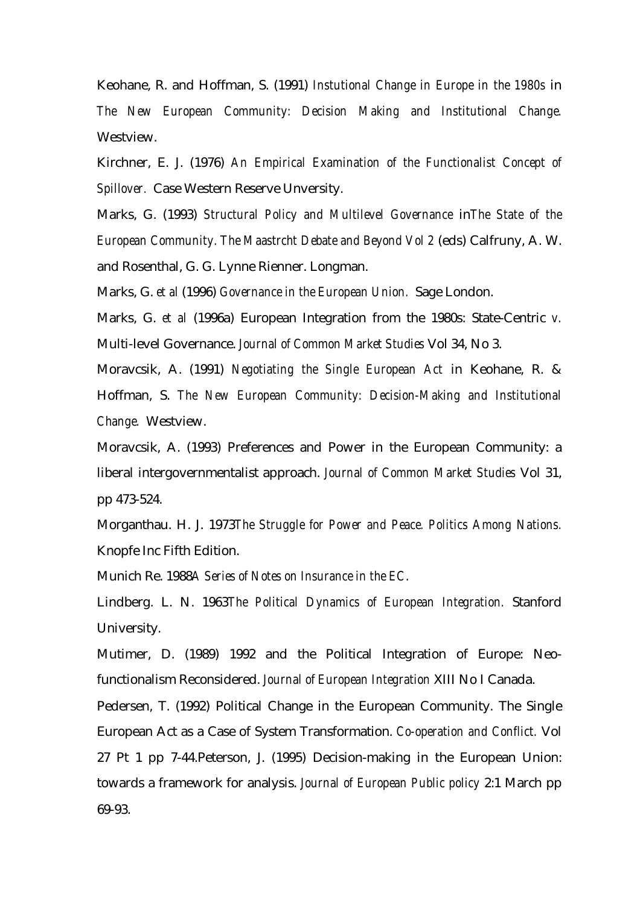Keohane, R. and Hoffman, S. (1991) *Instutional Change in Europe in the 1980s* in *The New European Community: Decision Making and Institutional Change.* Westview.

Kirchner, E. J. (1976) *An Empirical Examination of the Functionalist Concept of Spillover.* Case Western Reserve Unversity.

Marks, G. (1993) *Structural Policy and Multilevel Governance* in*The State of the European Community. The Maastrcht Debate and Beyond Vol 2* (eds) Calfruny, A. W. and Rosenthal, G. G. Lynne Rienner. Longman.

Marks, G. *et al* (1996) *Governance in the European Union.* Sage London.

Marks, G. *et al* (1996a) European Integration from the 1980s: State-Centric *v.* Multi-level Governance. *Journal of Common Market Studies* Vol 34, No 3.

Moravcsik, A. (1991) *Negotiating the Single European Act* in Keohane, R. & Hoffman, S. *The New European Community: Decision-Making and Institutional Change.* Westview.

Moravcsik, A. (1993) Preferences and Power in the European Community: a liberal intergovernmentalist approach. *Journal of Common Market Studies* Vol 31, pp 473-524.

Morganthau. H. J. 1973*The Struggle for Power and Peace. Politics Among Nations.* Knopfe Inc Fifth Edition.

Munich Re. 1988*A Series of Notes on Insurance in the EC*.

Lindberg. L. N. 1963*The Political Dynamics of European Integration.* Stanford University.

Mutimer, D. (1989) 1992 and the Political Integration of Europe: Neo-functionalism Reconsidered. *Journal of European Integration* XIII No I Canada.

Pedersen, T. (1992) Political Change in the European Community. The Single European Act as a Case of System Transformation. *Co-operation and Conflict.* Vol 27 Pt 1 pp 7-44.Peterson, J. (1995) Decision-making in the European Union: towards a framework for analysis. *Journal of European Public policy* 2:1 March pp 69-93.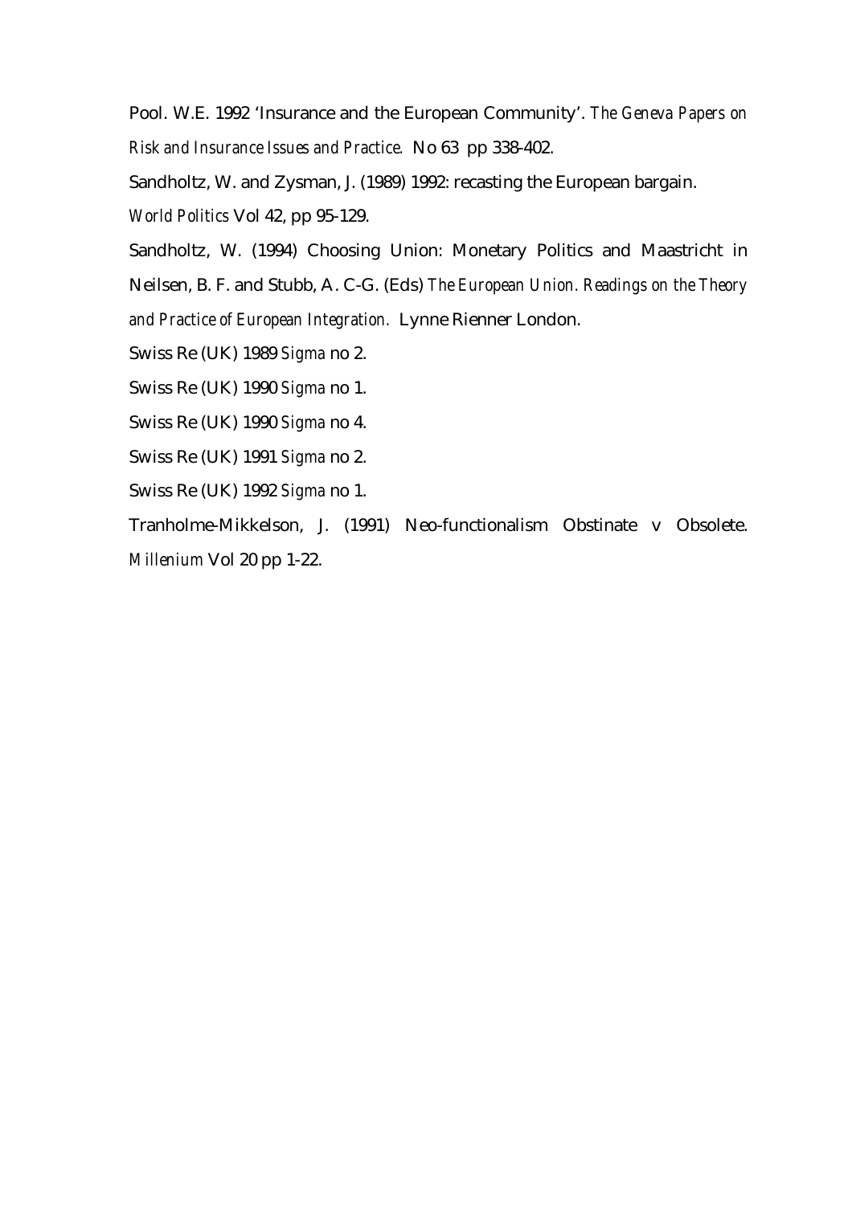Pool. W.E. 1992 'Insurance and the European Community'. *The Geneva Papers on Risk and Insurance Issues and Practice.* No 63 pp 338-402.

Sandholtz, W. and Zysman, J. (1989) 1992: recasting the European bargain. *World Politics* Vol 42, pp 95-129.

Sandholtz, W. (1994) Choosing Union: Monetary Politics and Maastricht in Neilsen, B. F. and Stubb, A. C-G. (Eds) *The European Union. Readings on the Theory and Practice of European Integration.* Lynne Rienner London.

Swiss Re (UK) 1989 *Sigma* no 2.

Swiss Re (UK) 1990 *Sigma* no 1.

Swiss Re (UK) 1990 *Sigma* no 4.

Swiss Re (UK) 1991 *Sigma* no 2.

Swiss Re (UK) 1992 *Sigma* no 1.

Tranholme-Mikkelson, J. (1991) Neo-functionalism Obstinate v Obsolete. *Millenium* Vol 20 pp 1-22.